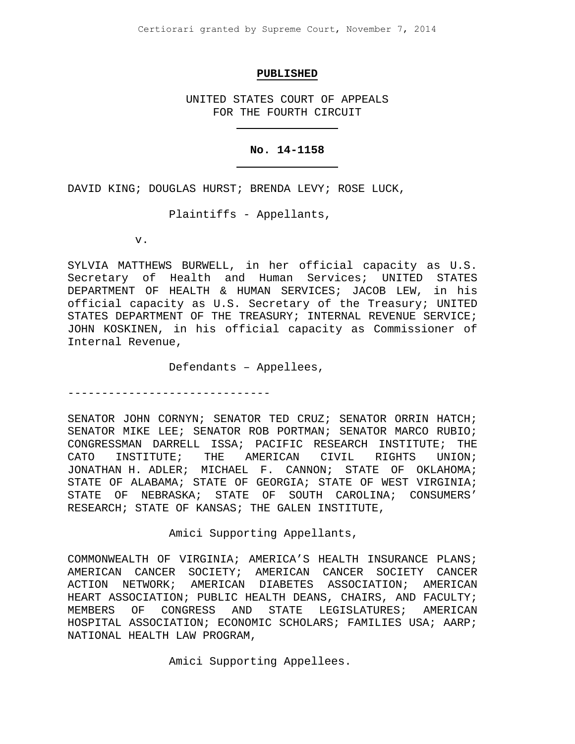Certiorari granted by Supreme Court, November 7, 2014

**PUBLISHED**

UNITED STATES COURT OF APPEALS
FOR THE FOURTH CIRCUIT

**No. 14-1158**

DAVID KING; DOUGLAS HURST; BRENDA LEVY; ROSE LUCK,

Plaintiffs - Appellants,

v.

SYLVIA MATTHEWS BURWELL, in her official capacity as U.S. Secretary of Health and Human Services; UNITED STATES DEPARTMENT OF HEALTH & HUMAN SERVICES; JACOB LEW, in his official capacity as U.S. Secretary of the Treasury; UNITED STATES DEPARTMENT OF THE TREASURY; INTERNAL REVENUE SERVICE; JOHN KOSKINEN, in his official capacity as Commissioner of Internal Revenue,

Defendants – Appellees,

------------------------------

SENATOR JOHN CORNYN; SENATOR TED CRUZ; SENATOR ORRIN HATCH; SENATOR MIKE LEE; SENATOR ROB PORTMAN; SENATOR MARCO RUBIO; CONGRESSMAN DARRELL ISSA; PACIFIC RESEARCH INSTITUTE; THE CATO INSTITUTE; THE AMERICAN CIVIL RIGHTS UNION; JONATHAN H. ADLER; MICHAEL F. CANNON; STATE OF OKLAHOMA; STATE OF ALABAMA; STATE OF GEORGIA; STATE OF WEST VIRGINIA; STATE OF NEBRASKA; STATE OF SOUTH CAROLINA; CONSUMERS' RESEARCH; STATE OF KANSAS; THE GALEN INSTITUTE,

Amici Supporting Appellants,

COMMONWEALTH OF VIRGINIA; AMERICA'S HEALTH INSURANCE PLANS; AMERICAN CANCER SOCIETY; AMERICAN CANCER SOCIETY CANCER ACTION NETWORK; AMERICAN DIABETES ASSOCIATION; AMERICAN HEART ASSOCIATION; PUBLIC HEALTH DEANS, CHAIRS, AND FACULTY; MEMBERS OF CONGRESS AND STATE LEGISLATURES; AMERICAN HOSPITAL ASSOCIATION; ECONOMIC SCHOLARS; FAMILIES USA; AARP; NATIONAL HEALTH LAW PROGRAM,

Amici Supporting Appellees.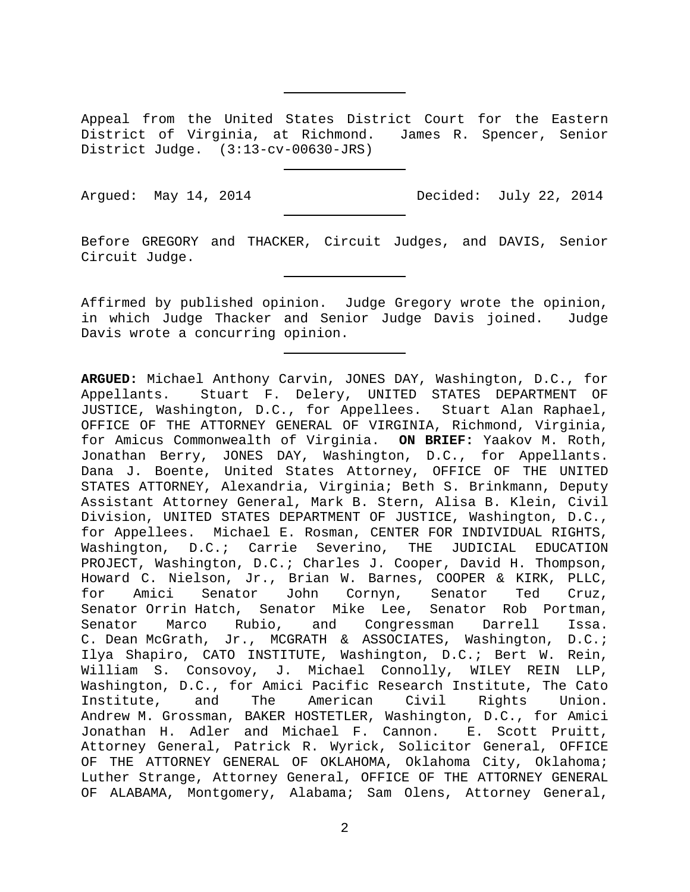Appeal from the United States District Court for the Eastern District of Virginia, at Richmond. James R. Spencer, Senior District Judge. (3:13-cv-00630-JRS)

Argued: May 14, 2014 Decided: July 22, 2014

Before GREGORY and THACKER, Circuit Judges, and DAVIS, Senior Circuit Judge.

Affirmed by published opinion. Judge Gregory wrote the opinion, in which Judge Thacker and Senior Judge Davis joined. Judge Davis wrote a concurring opinion.

**ARGUED:** Michael Anthony Carvin, JONES DAY, Washington, D.C., for Appellants. Stuart F. Delery, UNITED STATES DEPARTMENT OF JUSTICE, Washington, D.C., for Appellees. Stuart Alan Raphael, OFFICE OF THE ATTORNEY GENERAL OF VIRGINIA, Richmond, Virginia, for Amicus Commonwealth of Virginia. **ON BRIEF:** Yaakov M. Roth, Jonathan Berry, JONES DAY, Washington, D.C., for Appellants. Dana J. Boente, United States Attorney, OFFICE OF THE UNITED STATES ATTORNEY, Alexandria, Virginia; Beth S. Brinkmann, Deputy Assistant Attorney General, Mark B. Stern, Alisa B. Klein, Civil Division, UNITED STATES DEPARTMENT OF JUSTICE, Washington, D.C., for Appellees. Michael E. Rosman, CENTER FOR INDIVIDUAL RIGHTS, Washington, D.C.; Carrie Severino, THE JUDICIAL EDUCATION PROJECT, Washington, D.C.; Charles J. Cooper, David H. Thompson, Howard C. Nielson, Jr., Brian W. Barnes, COOPER & KIRK, PLLC, for Amici Senator John Cornyn, Senator Ted Cruz, Senator Orrin Hatch, Senator Mike Lee, Senator Rob Portman, Senator Marco Rubio, and Congressman Darrell Issa. C. Dean McGrath, Jr., MCGRATH & ASSOCIATES, Washington, D.C.; Ilya Shapiro, CATO INSTITUTE, Washington, D.C.; Bert W. Rein, William S. Consovoy, J. Michael Connolly, WILEY REIN LLP, Washington, D.C., for Amici Pacific Research Institute, The Cato Institute, and The American Civil Rights Union. Andrew M. Grossman, BAKER HOSTETLER, Washington, D.C., for Amici Jonathan H. Adler and Michael F. Cannon. E. Scott Pruitt, Attorney General, Patrick R. Wyrick, Solicitor General, OFFICE OF THE ATTORNEY GENERAL OF OKLAHOMA, Oklahoma City, Oklahoma; Luther Strange, Attorney General, OFFICE OF THE ATTORNEY GENERAL OF ALABAMA, Montgomery, Alabama; Sam Olens, Attorney General,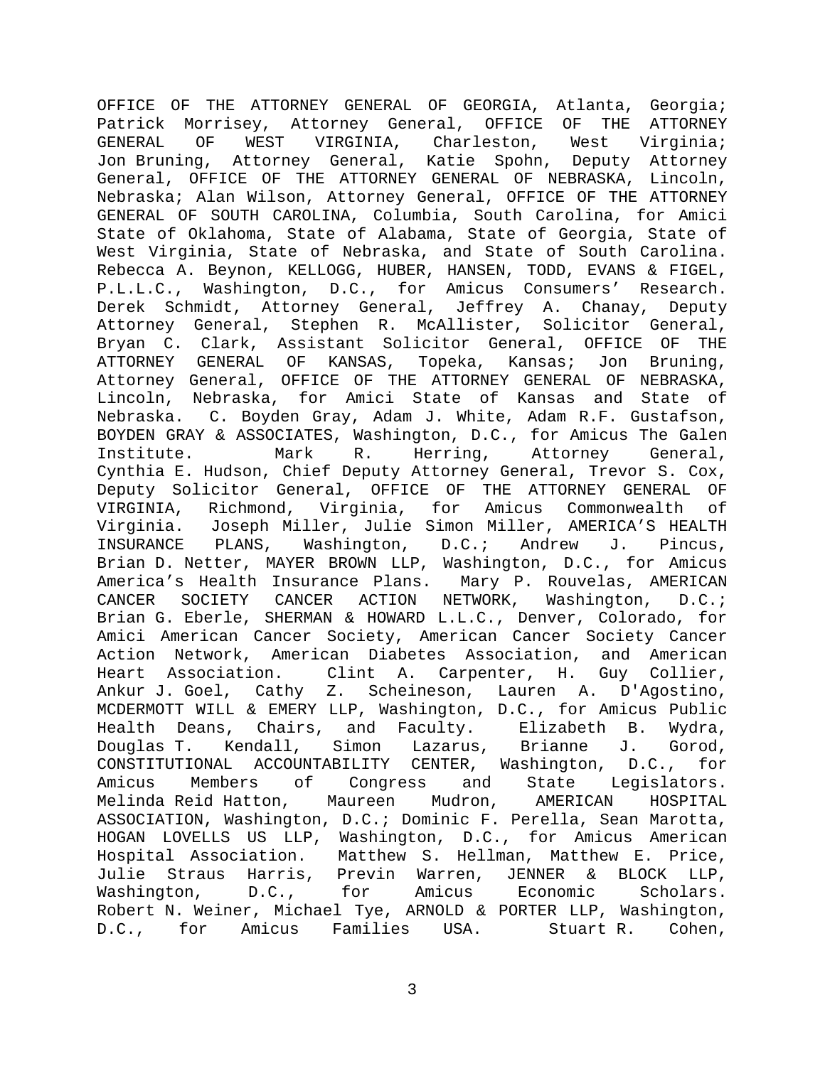OFFICE OF THE ATTORNEY GENERAL OF GEORGIA, Atlanta, Georgia; Patrick Morrisey, Attorney General, OFFICE OF THE ATTORNEY GENERAL OF WEST VIRGINIA, Charleston, West Virginia; Jon Bruning, Attorney General, Katie Spohn, Deputy Attorney General, OFFICE OF THE ATTORNEY GENERAL OF NEBRASKA, Lincoln, Nebraska; Alan Wilson, Attorney General, OFFICE OF THE ATTORNEY GENERAL OF SOUTH CAROLINA, Columbia, South Carolina, for Amici State of Oklahoma, State of Alabama, State of Georgia, State of West Virginia, State of Nebraska, and State of South Carolina. Rebecca A. Beynon, KELLOGG, HUBER, HANSEN, TODD, EVANS & FIGEL, P.L.L.C., Washington, D.C., for Amicus Consumers' Research. Derek Schmidt, Attorney General, Jeffrey A. Chanay, Deputy Attorney General, Stephen R. McAllister, Solicitor General, Bryan C. Clark, Assistant Solicitor General, OFFICE OF THE ATTORNEY GENERAL OF KANSAS, Topeka, Kansas; Jon Bruning, Attorney General, OFFICE OF THE ATTORNEY GENERAL OF NEBRASKA, Lincoln, Nebraska, for Amici State of Kansas and State of Nebraska. C. Boyden Gray, Adam J. White, Adam R.F. Gustafson, BOYDEN GRAY & ASSOCIATES, Washington, D.C., for Amicus The Galen Institute. Mark R. Herring, Attorney General, Cynthia E. Hudson, Chief Deputy Attorney General, Trevor S. Cox, Deputy Solicitor General, OFFICE OF THE ATTORNEY GENERAL OF VIRGINIA, Richmond, Virginia, for Amicus Commonwealth of Virginia. Joseph Miller, Julie Simon Miller, AMERICA'S HEALTH INSURANCE PLANS, Washington, D.C.; Andrew J. Pincus, Brian D. Netter, MAYER BROWN LLP, Washington, D.C., for Amicus America's Health Insurance Plans. Mary P. Rouvelas, AMERICAN CANCER SOCIETY CANCER ACTION NETWORK, Washington, D.C.; Brian G. Eberle, SHERMAN & HOWARD L.L.C., Denver, Colorado, for Amici American Cancer Society, American Cancer Society Cancer Action Network, American Diabetes Association, and American Heart Association. Clint A. Carpenter, H. Guy Collier, Ankur J. Goel, Cathy Z. Scheineson, Lauren A. D'Agostino, MCDERMOTT WILL & EMERY LLP, Washington, D.C., for Amicus Public Health Deans, Chairs, and Faculty. Elizabeth B. Wydra, Douglas T. Kendall, Simon Lazarus, Brianne J. Gorod, CONSTITUTIONAL ACCOUNTABILITY CENTER, Washington, D.C., for Amicus Members of Congress and State Legislators. Melinda Reid Hatton, Maureen Mudron, AMERICAN HOSPITAL ASSOCIATION, Washington, D.C.; Dominic F. Perella, Sean Marotta, HOGAN LOVELLS US LLP, Washington, D.C., for Amicus American Hospital Association. Matthew S. Hellman, Matthew E. Price, Julie Straus Harris, Previn Warren, JENNER & BLOCK LLP, Washington, D.C., for Amicus Economic Scholars. Robert N. Weiner, Michael Tye, ARNOLD & PORTER LLP, Washington, D.C., for Amicus Families USA. Stuart R. Cohen,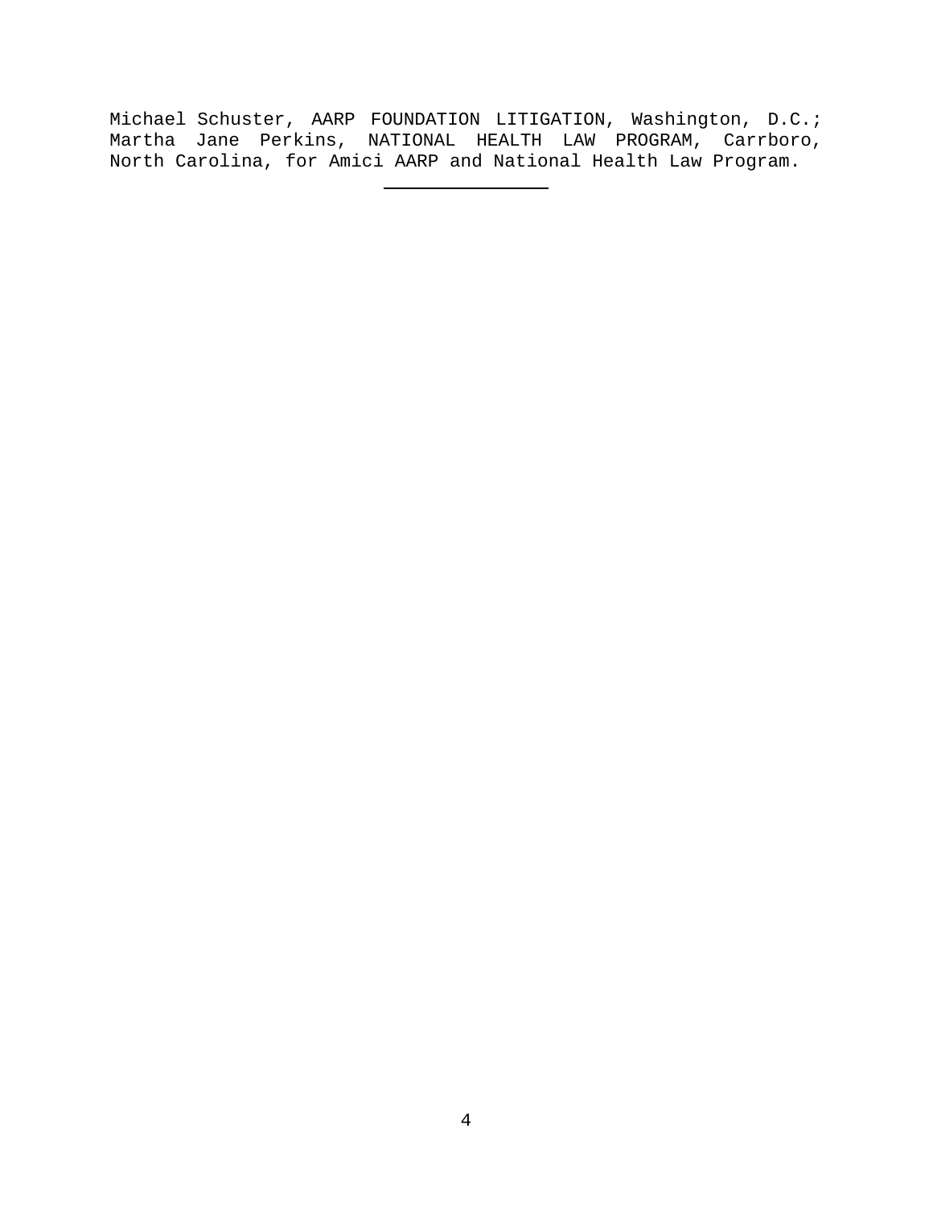Michael Schuster, AARP FOUNDATION LITIGATION, Washington, D.C.; Martha Jane Perkins, NATIONAL HEALTH LAW PROGRAM, Carrboro, North Carolina, for Amici AARP and National Health Law Program.

---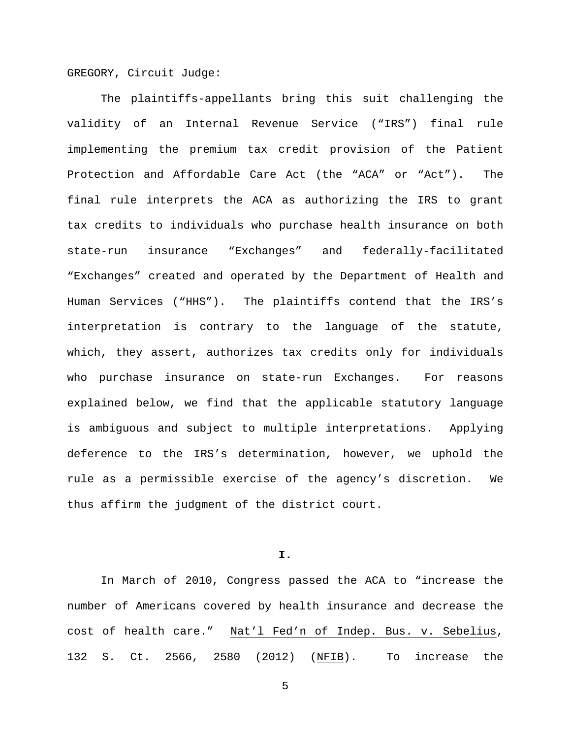GREGORY, Circuit Judge:

The plaintiffs-appellants bring this suit challenging the validity of an Internal Revenue Service ("IRS") final rule implementing the premium tax credit provision of the Patient Protection and Affordable Care Act (the "ACA" or "Act"). The final rule interprets the ACA as authorizing the IRS to grant tax credits to individuals who purchase health insurance on both state-run insurance "Exchanges" and federally-facilitated "Exchanges" created and operated by the Department of Health and Human Services ("HHS"). The plaintiffs contend that the IRS's interpretation is contrary to the language of the statute, which, they assert, authorizes tax credits only for individuals who purchase insurance on state-run Exchanges. For reasons explained below, we find that the applicable statutory language is ambiguous and subject to multiple interpretations. Applying deference to the IRS's determination, however, we uphold the rule as a permissible exercise of the agency's discretion. We thus affirm the judgment of the district court.

## I.

In March of 2010, Congress passed the ACA to "increase the number of Americans covered by health insurance and decrease the cost of health care." Nat'l Fed'n of Indep. Bus. v. Sebelius, 132 S. Ct. 2566, 2580 (2012) (NFIB). To increase the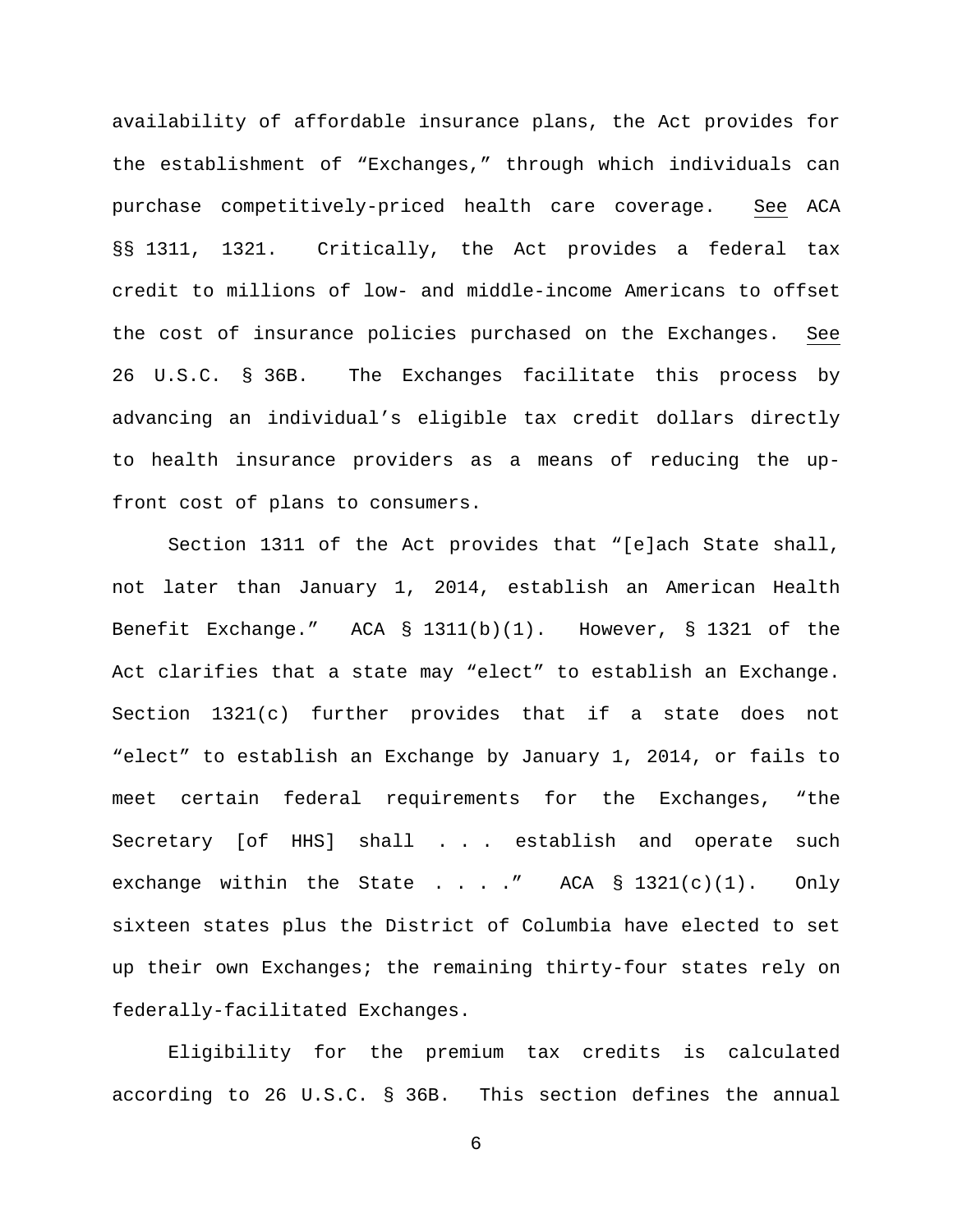availability of affordable insurance plans, the Act provides for the establishment of "Exchanges," through which individuals can purchase competitively-priced health care coverage. See ACA §§ 1311, 1321. Critically, the Act provides a federal tax credit to millions of low- and middle-income Americans to offset the cost of insurance policies purchased on the Exchanges. See 26 U.S.C. § 36B. The Exchanges facilitate this process by advancing an individual's eligible tax credit dollars directly to health insurance providers as a means of reducing the up-front cost of plans to consumers.

Section 1311 of the Act provides that "[e]ach State shall, not later than January 1, 2014, establish an American Health Benefit Exchange." ACA § 1311(b)(1). However, § 1321 of the Act clarifies that a state may "elect" to establish an Exchange. Section 1321(c) further provides that if a state does not "elect" to establish an Exchange by January 1, 2014, or fails to meet certain federal requirements for the Exchanges, "the Secretary [of HHS] shall . . . establish and operate such exchange within the State . . . ." ACA § 1321(c)(1). Only sixteen states plus the District of Columbia have elected to set up their own Exchanges; the remaining thirty-four states rely on federally-facilitated Exchanges.

Eligibility for the premium tax credits is calculated according to 26 U.S.C. § 36B. This section defines the annual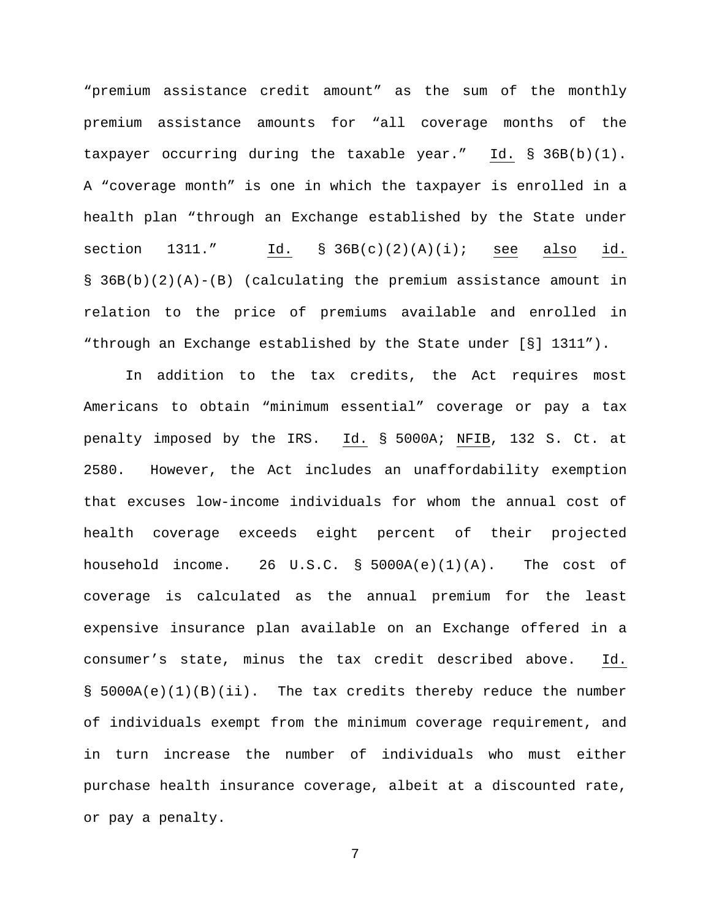"premium assistance credit amount" as the sum of the monthly premium assistance amounts for "all coverage months of the taxpayer occurring during the taxable year." Id. § 36B(b)(1). A "coverage month" is one in which the taxpayer is enrolled in a health plan "through an Exchange established by the State under section 1311." Id. § 36B(c)(2)(A)(i); see also id. § 36B(b)(2)(A)-(B) (calculating the premium assistance amount in relation to the price of premiums available and enrolled in "through an Exchange established by the State under [§] 1311").

In addition to the tax credits, the Act requires most Americans to obtain "minimum essential" coverage or pay a tax penalty imposed by the IRS. Id. § 5000A; NFIB, 132 S. Ct. at 2580. However, the Act includes an unaffordability exemption that excuses low-income individuals for whom the annual cost of health coverage exceeds eight percent of their projected household income. 26 U.S.C. § 5000A(e)(1)(A). The cost of coverage is calculated as the annual premium for the least expensive insurance plan available on an Exchange offered in a consumer's state, minus the tax credit described above. Id. § 5000A(e)(1)(B)(ii). The tax credits thereby reduce the number of individuals exempt from the minimum coverage requirement, and in turn increase the number of individuals who must either purchase health insurance coverage, albeit at a discounted rate, or pay a penalty.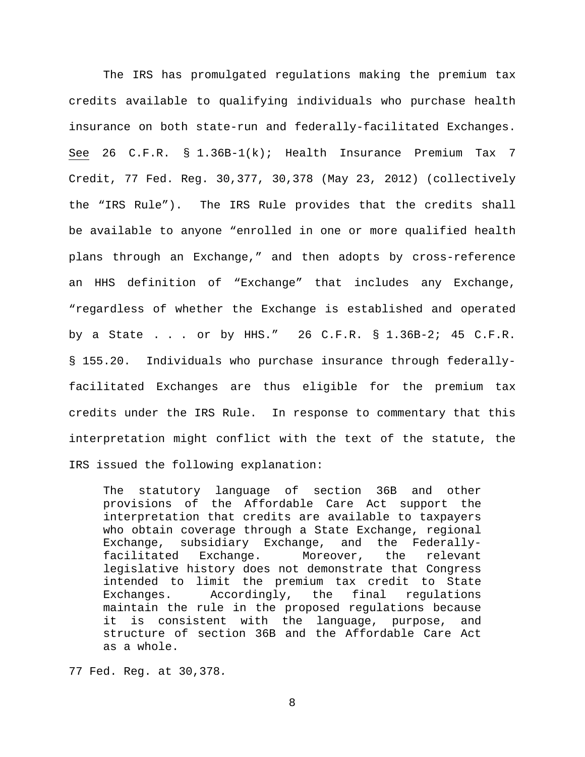The IRS has promulgated regulations making the premium tax credits available to qualifying individuals who purchase health insurance on both state-run and federally-facilitated Exchanges. See 26 C.F.R. § 1.36B-1(k); Health Insurance Premium Tax 7 Credit, 77 Fed. Reg. 30,377, 30,378 (May 23, 2012) (collectively the "IRS Rule"). The IRS Rule provides that the credits shall be available to anyone "enrolled in one or more qualified health plans through an Exchange," and then adopts by cross-reference an HHS definition of "Exchange" that includes any Exchange, "regardless of whether the Exchange is established and operated by a State . . . or by HHS." 26 C.F.R. § 1.36B-2; 45 C.F.R. § 155.20. Individuals who purchase insurance through federally-facilitated Exchanges are thus eligible for the premium tax credits under the IRS Rule. In response to commentary that this interpretation might conflict with the text of the statute, the IRS issued the following explanation:

> The statutory language of section 36B and other provisions of the Affordable Care Act support the interpretation that credits are available to taxpayers who obtain coverage through a State Exchange, regional Exchange, subsidiary Exchange, and the Federally-facilitated Exchange. Moreover, the relevant legislative history does not demonstrate that Congress intended to limit the premium tax credit to State Exchanges. Accordingly, the final regulations maintain the rule in the proposed regulations because it is consistent with the language, purpose, and structure of section 36B and the Affordable Care Act as a whole.

77 Fed. Reg. at 30,378.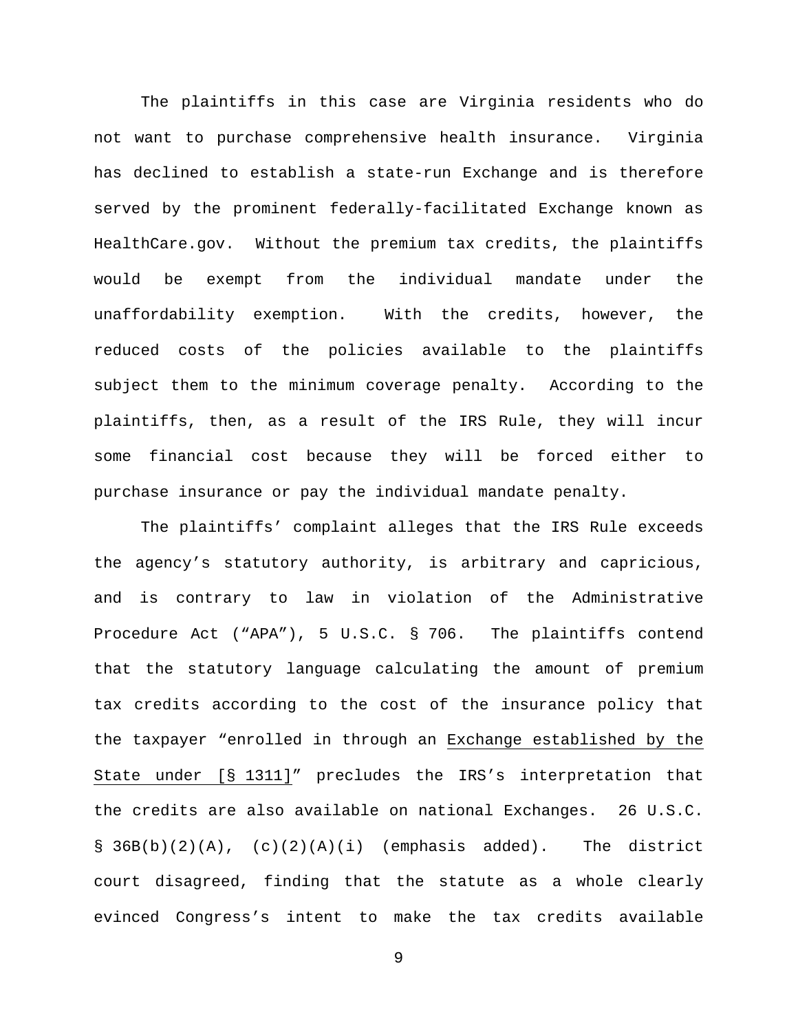The plaintiffs in this case are Virginia residents who do not want to purchase comprehensive health insurance. Virginia has declined to establish a state-run Exchange and is therefore served by the prominent federally-facilitated Exchange known as HealthCare.gov. Without the premium tax credits, the plaintiffs would be exempt from the individual mandate under the unaffordability exemption. With the credits, however, the reduced costs of the policies available to the plaintiffs subject them to the minimum coverage penalty. According to the plaintiffs, then, as a result of the IRS Rule, they will incur some financial cost because they will be forced either to purchase insurance or pay the individual mandate penalty.

The plaintiffs' complaint alleges that the IRS Rule exceeds the agency's statutory authority, is arbitrary and capricious, and is contrary to law in violation of the Administrative Procedure Act ("APA"), 5 U.S.C. § 706. The plaintiffs contend that the statutory language calculating the amount of premium tax credits according to the cost of the insurance policy that the taxpayer "enrolled in through an <u>Exchange established by the State under [§ 1311]</u>" precludes the IRS's interpretation that the credits are also available on national Exchanges. 26 U.S.C. § 36B(b)(2)(A), (c)(2)(A)(i) (emphasis added). The district court disagreed, finding that the statute as a whole clearly evinced Congress's intent to make the tax credits available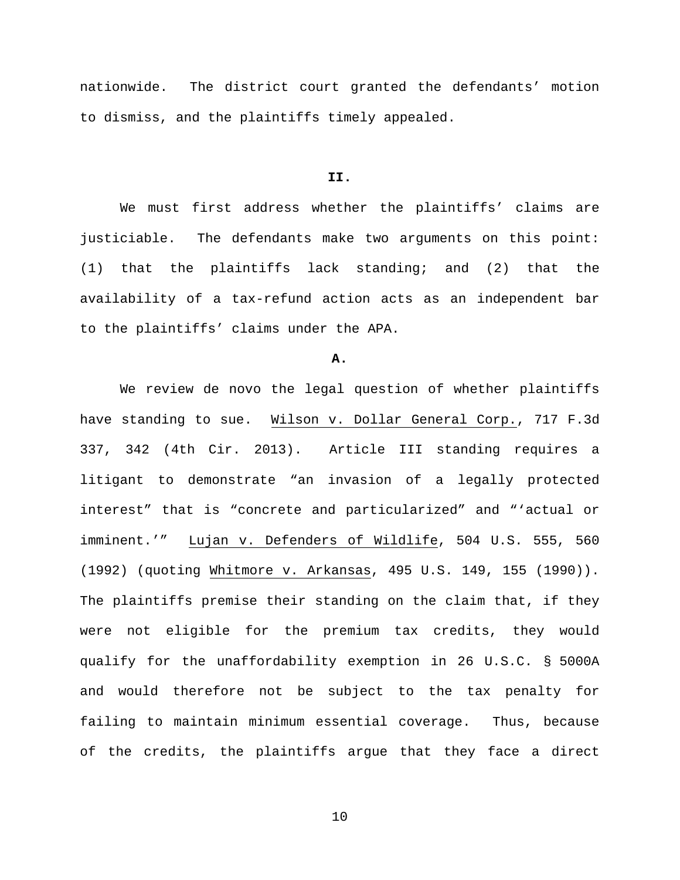nationwide. The district court granted the defendants' motion to dismiss, and the plaintiffs timely appealed.

## II.

We must first address whether the plaintiffs' claims are justiciable. The defendants make two arguments on this point: (1) that the plaintiffs lack standing; and (2) that the availability of a tax-refund action acts as an independent bar to the plaintiffs' claims under the APA.

### A.

We review de novo the legal question of whether plaintiffs have standing to sue. Wilson v. Dollar General Corp., 717 F.3d 337, 342 (4th Cir. 2013). Article III standing requires a litigant to demonstrate "an invasion of a legally protected interest" that is "concrete and particularized" and "'actual or imminent.'" Lujan v. Defenders of Wildlife, 504 U.S. 555, 560 (1992) (quoting Whitmore v. Arkansas, 495 U.S. 149, 155 (1990)). The plaintiffs premise their standing on the claim that, if they were not eligible for the premium tax credits, they would qualify for the unaffordability exemption in 26 U.S.C. § 5000A and would therefore not be subject to the tax penalty for failing to maintain minimum essential coverage. Thus, because of the credits, the plaintiffs argue that they face a direct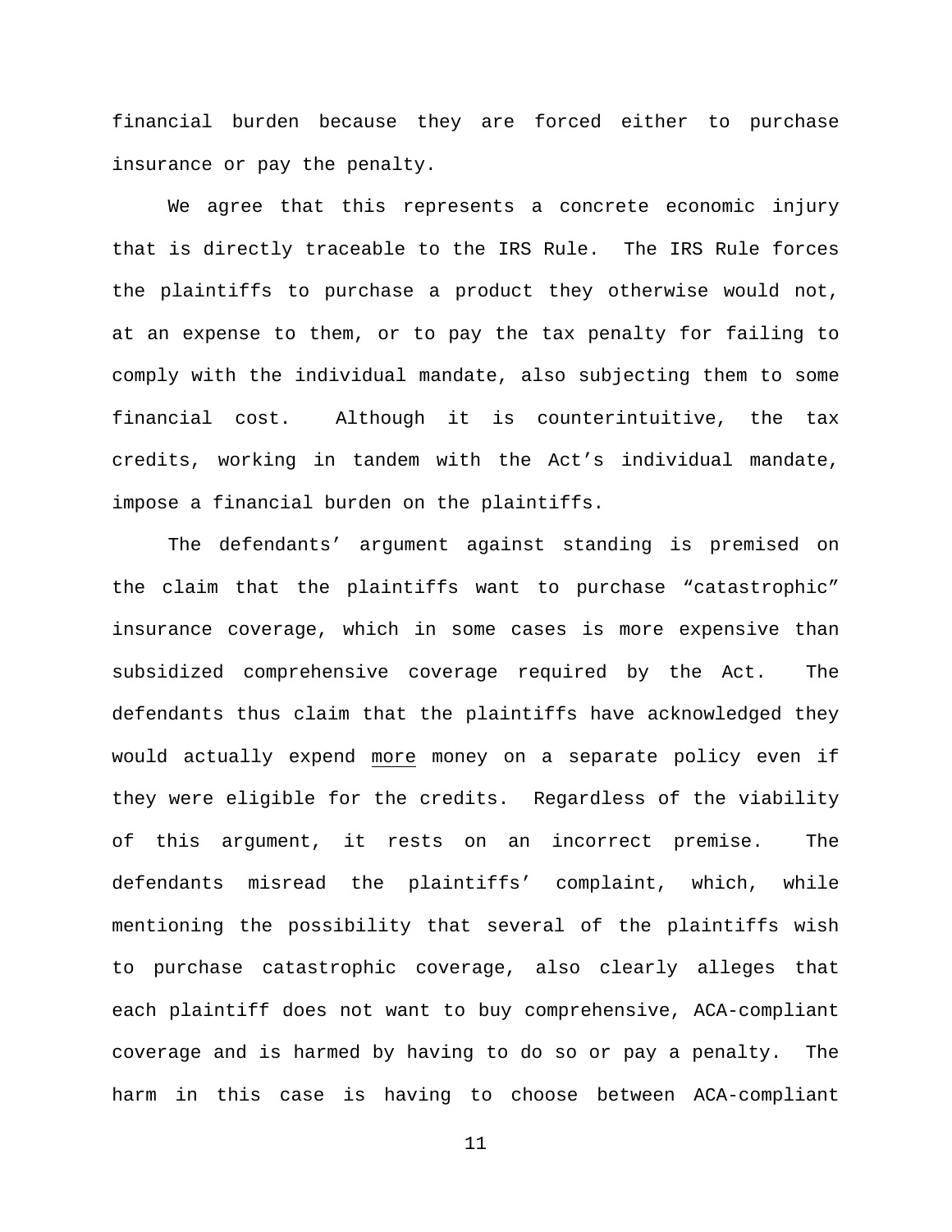financial burden because they are forced either to purchase insurance or pay the penalty.

We agree that this represents a concrete economic injury that is directly traceable to the IRS Rule. The IRS Rule forces the plaintiffs to purchase a product they otherwise would not, at an expense to them, or to pay the tax penalty for failing to comply with the individual mandate, also subjecting them to some financial cost. Although it is counterintuitive, the tax credits, working in tandem with the Act's individual mandate, impose a financial burden on the plaintiffs.

The defendants' argument against standing is premised on the claim that the plaintiffs want to purchase "catastrophic" insurance coverage, which in some cases is more expensive than subsidized comprehensive coverage required by the Act. The defendants thus claim that the plaintiffs have acknowledged they would actually expend <u>more</u> money on a separate policy even if they were eligible for the credits. Regardless of the viability of this argument, it rests on an incorrect premise. The defendants misread the plaintiffs' complaint, which, while mentioning the possibility that several of the plaintiffs wish to purchase catastrophic coverage, also clearly alleges that each plaintiff does not want to buy comprehensive, ACA-compliant coverage and is harmed by having to do so or pay a penalty. The harm in this case is having to choose between ACA-compliant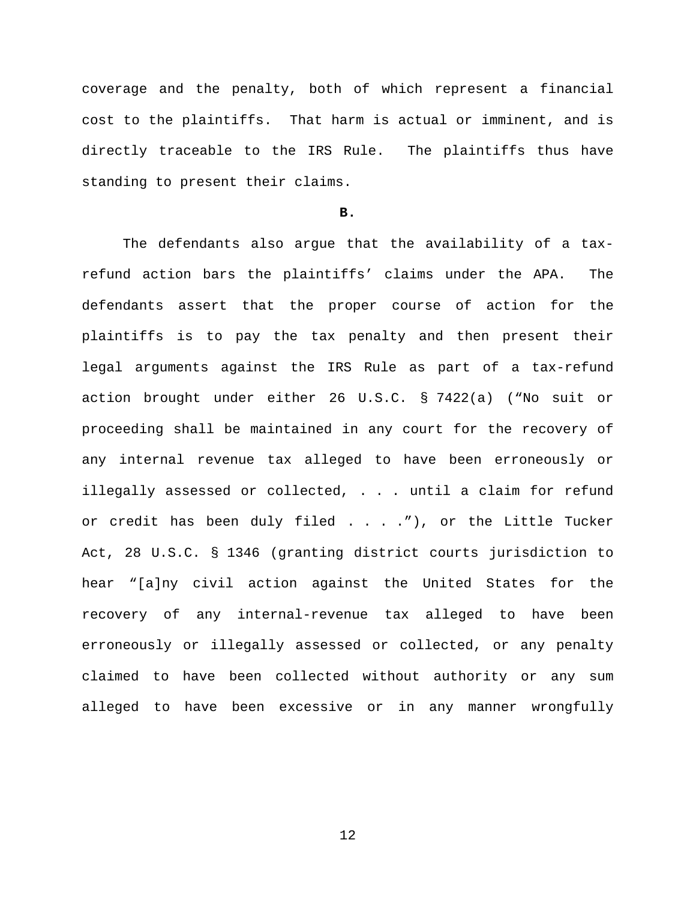coverage and the penalty, both of which represent a financial cost to the plaintiffs. That harm is actual or imminent, and is directly traceable to the IRS Rule. The plaintiffs thus have standing to present their claims.

**B.**

The defendants also argue that the availability of a tax-refund action bars the plaintiffs' claims under the APA. The defendants assert that the proper course of action for the plaintiffs is to pay the tax penalty and then present their legal arguments against the IRS Rule as part of a tax-refund action brought under either 26 U.S.C. § 7422(a) ("No suit or proceeding shall be maintained in any court for the recovery of any internal revenue tax alleged to have been erroneously or illegally assessed or collected, . . . until a claim for refund or credit has been duly filed . . . ."), or the Little Tucker Act, 28 U.S.C. § 1346 (granting district courts jurisdiction to hear "[a]ny civil action against the United States for the recovery of any internal-revenue tax alleged to have been erroneously or illegally assessed or collected, or any penalty claimed to have been collected without authority or any sum alleged to have been excessive or in any manner wrongfully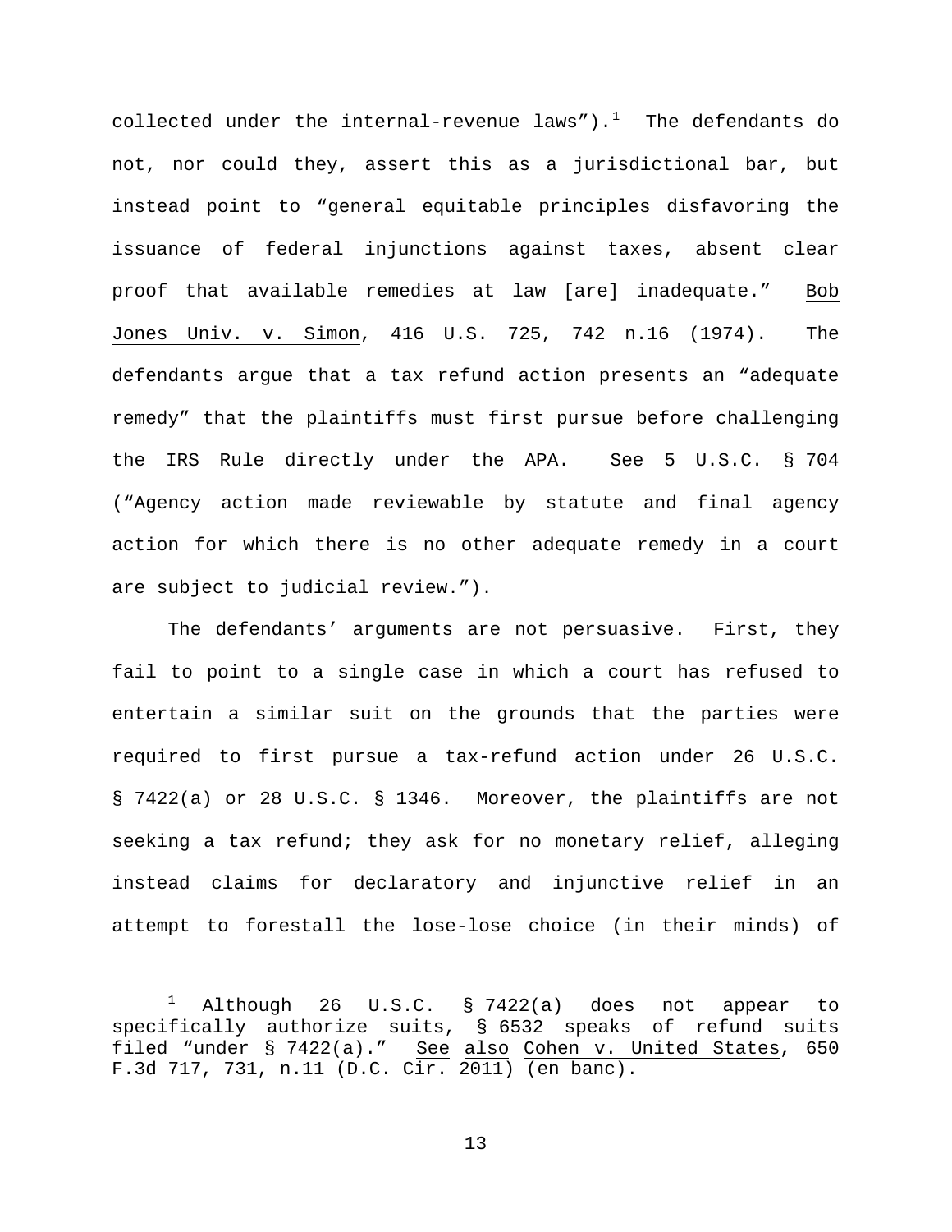collected under the internal-revenue laws").[1] The defendants do not, nor could they, assert this as a jurisdictional bar, but instead point to "general equitable principles disfavoring the issuance of federal injunctions against taxes, absent clear proof that available remedies at law [are] inadequate." Bob Jones Univ. v. Simon, 416 U.S. 725, 742 n.16 (1974). The defendants argue that a tax refund action presents an "adequate remedy" that the plaintiffs must first pursue before challenging the IRS Rule directly under the APA. See 5 U.S.C. § 704 ("Agency action made reviewable by statute and final agency action for which there is no other adequate remedy in a court are subject to judicial review.").

The defendants' arguments are not persuasive. First, they fail to point to a single case in which a court has refused to entertain a similar suit on the grounds that the parties were required to first pursue a tax-refund action under 26 U.S.C. § 7422(a) or 28 U.S.C. § 1346. Moreover, the plaintiffs are not seeking a tax refund; they ask for no monetary relief, alleging instead claims for declaratory and injunctive relief in an attempt to forestall the lose-lose choice (in their minds) of

[1] Although 26 U.S.C. § 7422(a) does not appear to specifically authorize suits, § 6532 speaks of refund suits filed "under § 7422(a)." See also Cohen v. United States, 650 F.3d 717, 731, n.11 (D.C. Cir. 2011) (en banc).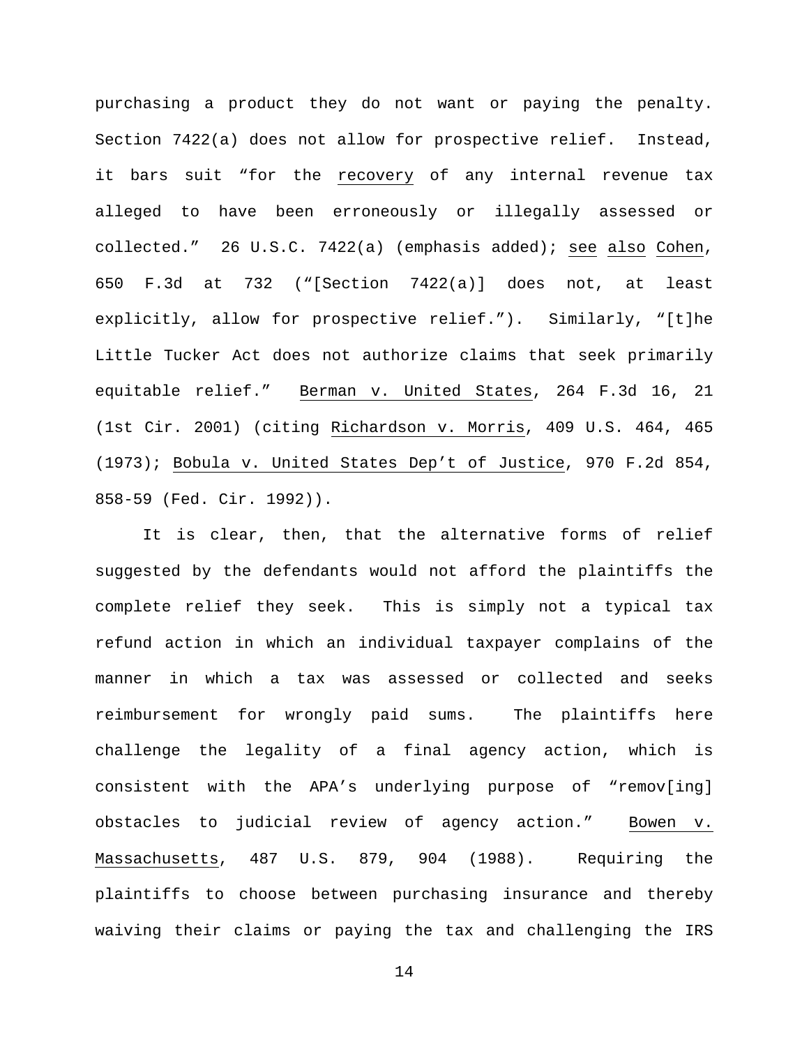purchasing a product they do not want or paying the penalty. Section 7422(a) does not allow for prospective relief. Instead, it bars suit "for the recovery of any internal revenue tax alleged to have been erroneously or illegally assessed or collected." 26 U.S.C. 7422(a) (emphasis added); see also Cohen, 650 F.3d at 732 ("[Section 7422(a)] does not, at least explicitly, allow for prospective relief."). Similarly, "[t]he Little Tucker Act does not authorize claims that seek primarily equitable relief." Berman v. United States, 264 F.3d 16, 21 (1st Cir. 2001) (citing Richardson v. Morris, 409 U.S. 464, 465 (1973); Bobula v. United States Dep't of Justice, 970 F.2d 854, 858-59 (Fed. Cir. 1992)).

It is clear, then, that the alternative forms of relief suggested by the defendants would not afford the plaintiffs the complete relief they seek. This is simply not a typical tax refund action in which an individual taxpayer complains of the manner in which a tax was assessed or collected and seeks reimbursement for wrongly paid sums. The plaintiffs here challenge the legality of a final agency action, which is consistent with the APA's underlying purpose of "remov[ing] obstacles to judicial review of agency action." Bowen v. Massachusetts, 487 U.S. 879, 904 (1988). Requiring the plaintiffs to choose between purchasing insurance and thereby waiving their claims or paying the tax and challenging the IRS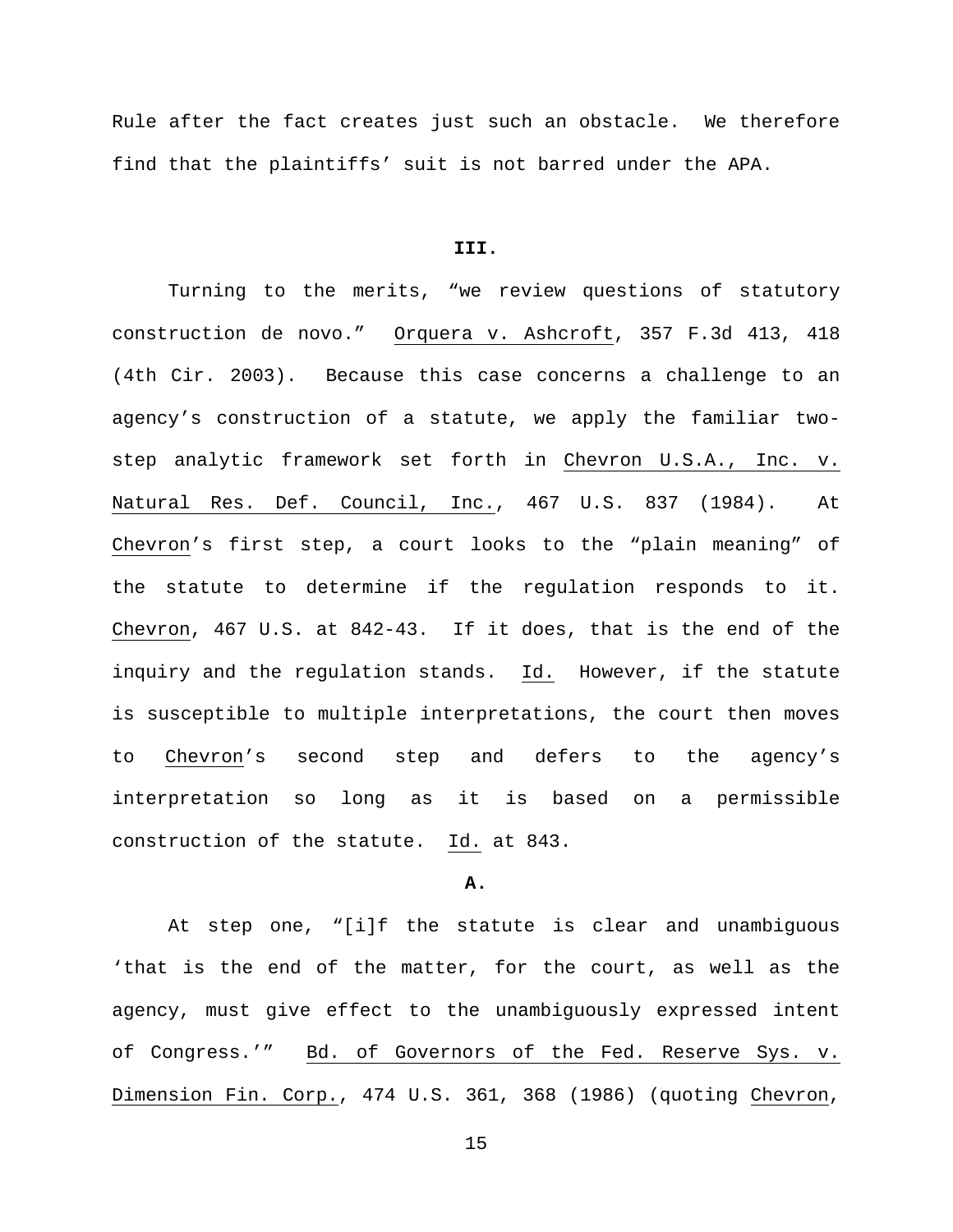Rule after the fact creates just such an obstacle. We therefore find that the plaintiffs' suit is not barred under the APA.

## III.

Turning to the merits, "we review questions of statutory construction de novo." Orquera v. Ashcroft, 357 F.3d 413, 418 (4th Cir. 2003). Because this case concerns a challenge to an agency's construction of a statute, we apply the familiar two-step analytic framework set forth in Chevron U.S.A., Inc. v. Natural Res. Def. Council, Inc., 467 U.S. 837 (1984). At Chevron's first step, a court looks to the "plain meaning" of the statute to determine if the regulation responds to it. Chevron, 467 U.S. at 842-43. If it does, that is the end of the inquiry and the regulation stands. Id. However, if the statute is susceptible to multiple interpretations, the court then moves to Chevron's second step and defers to the agency's interpretation so long as it is based on a permissible construction of the statute. Id. at 843.

### A.

At step one, "[i]f the statute is clear and unambiguous 'that is the end of the matter, for the court, as well as the agency, must give effect to the unambiguously expressed intent of Congress.'" Bd. of Governors of the Fed. Reserve Sys. v. Dimension Fin. Corp., 474 U.S. 361, 368 (1986) (quoting Chevron,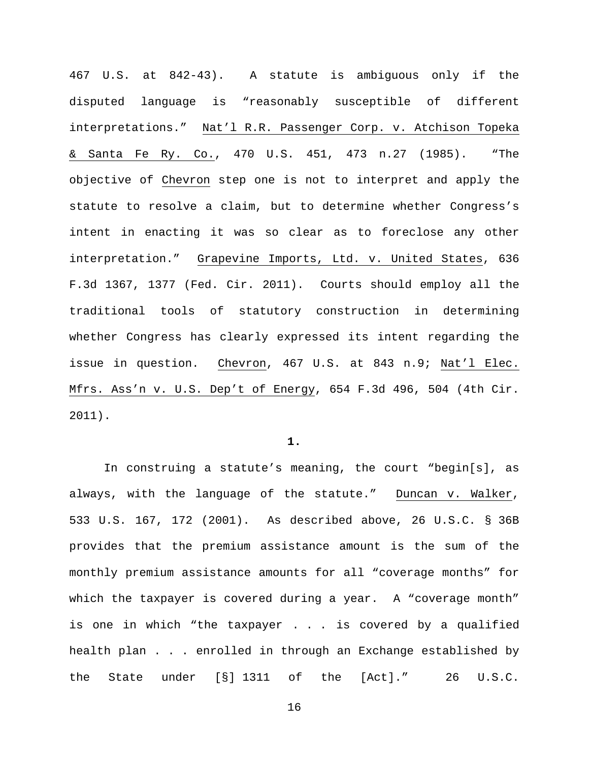467 U.S. at 842-43). A statute is ambiguous only if the disputed language is "reasonably susceptible of different interpretations." Nat'l R.R. Passenger Corp. v. Atchison Topeka & Santa Fe Ry. Co., 470 U.S. 451, 473 n.27 (1985). "The objective of Chevron step one is not to interpret and apply the statute to resolve a claim, but to determine whether Congress's intent in enacting it was so clear as to foreclose any other interpretation." Grapevine Imports, Ltd. v. United States, 636 F.3d 1367, 1377 (Fed. Cir. 2011). Courts should employ all the traditional tools of statutory construction in determining whether Congress has clearly expressed its intent regarding the issue in question. Chevron, 467 U.S. at 843 n.9; Nat'l Elec. Mfrs. Ass'n v. U.S. Dep't of Energy, 654 F.3d 496, 504 (4th Cir. 2011).

**1.**

In construing a statute's meaning, the court "begin[s], as always, with the language of the statute." Duncan v. Walker, 533 U.S. 167, 172 (2001). As described above, 26 U.S.C. § 36B provides that the premium assistance amount is the sum of the monthly premium assistance amounts for all "coverage months" for which the taxpayer is covered during a year. A "coverage month" is one in which "the taxpayer . . . is covered by a qualified health plan . . . enrolled in through an Exchange established by the State under [§] 1311 of the [Act]." 26 U.S.C.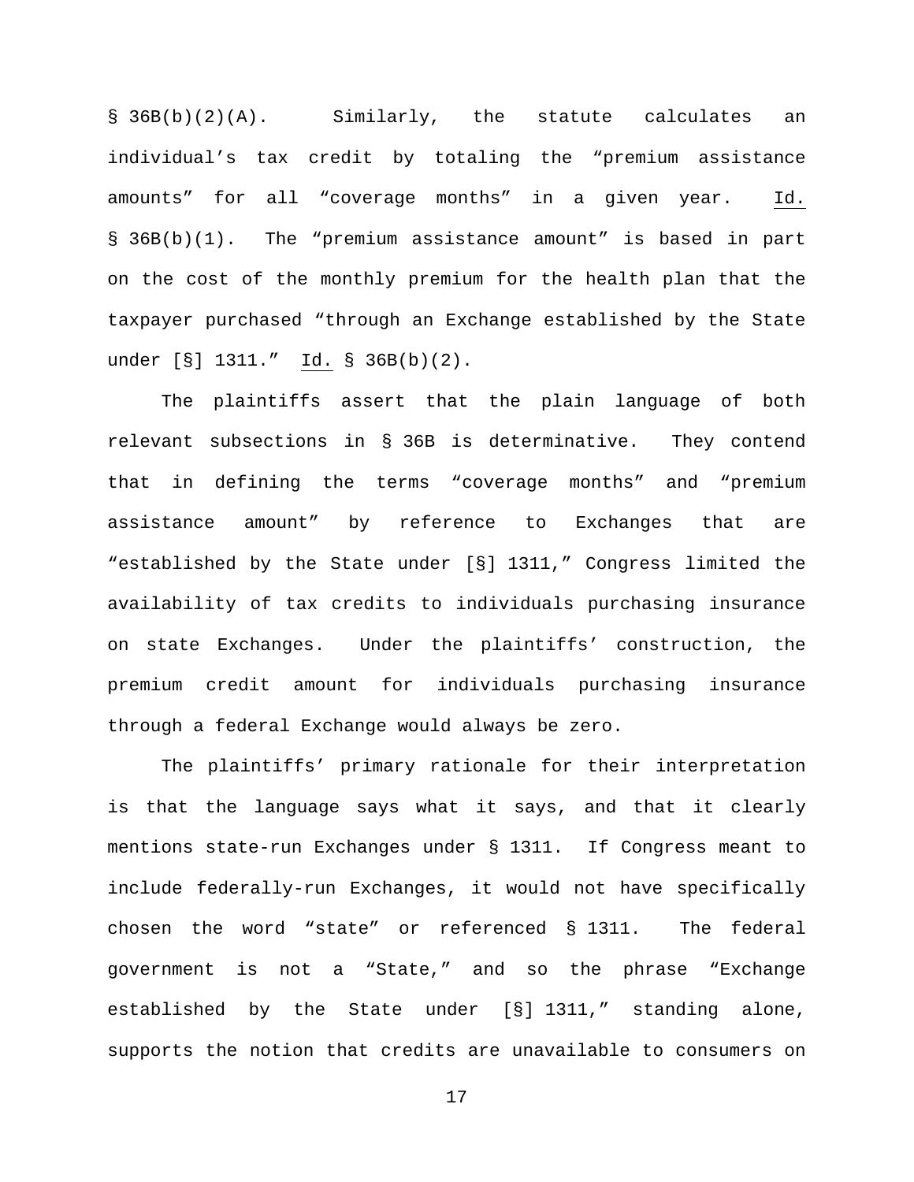§ 36B(b)(2)(A). Similarly, the statute calculates an individual's tax credit by totaling the "premium assistance amounts" for all "coverage months" in a given year. Id. § 36B(b)(1). The "premium assistance amount" is based in part on the cost of the monthly premium for the health plan that the taxpayer purchased "through an Exchange established by the State under [§] 1311." Id. § 36B(b)(2).

The plaintiffs assert that the plain language of both relevant subsections in § 36B is determinative. They contend that in defining the terms "coverage months" and "premium assistance amount" by reference to Exchanges that are "established by the State under [§] 1311," Congress limited the availability of tax credits to individuals purchasing insurance on state Exchanges. Under the plaintiffs' construction, the premium credit amount for individuals purchasing insurance through a federal Exchange would always be zero.

The plaintiffs' primary rationale for their interpretation is that the language says what it says, and that it clearly mentions state-run Exchanges under § 1311. If Congress meant to include federally-run Exchanges, it would not have specifically chosen the word "state" or referenced § 1311. The federal government is not a "State," and so the phrase "Exchange established by the State under [§] 1311," standing alone, supports the notion that credits are unavailable to consumers on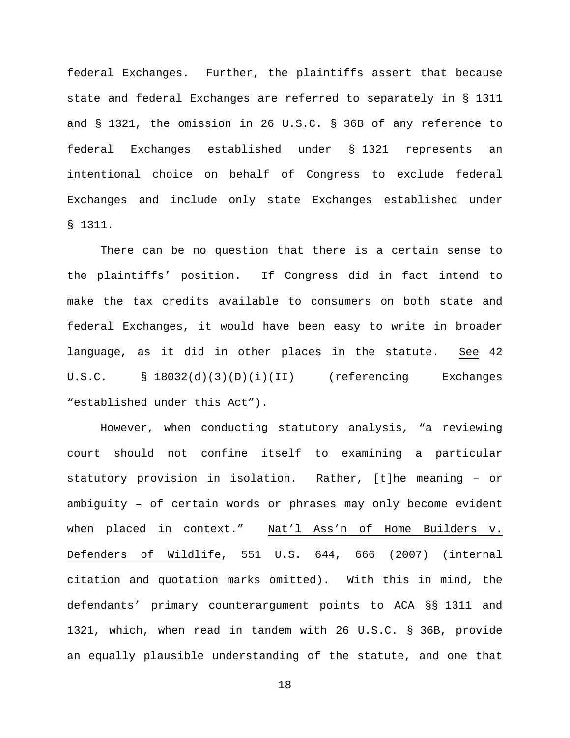federal Exchanges. Further, the plaintiffs assert that because state and federal Exchanges are referred to separately in § 1311 and § 1321, the omission in 26 U.S.C. § 36B of any reference to federal Exchanges established under § 1321 represents an intentional choice on behalf of Congress to exclude federal Exchanges and include only state Exchanges established under § 1311.

There can be no question that there is a certain sense to the plaintiffs' position. If Congress did in fact intend to make the tax credits available to consumers on both state and federal Exchanges, it would have been easy to write in broader language, as it did in other places in the statute. See 42 U.S.C. § 18032(d)(3)(D)(i)(II) (referencing Exchanges "established under this Act").

However, when conducting statutory analysis, "a reviewing court should not confine itself to examining a particular statutory provision in isolation. Rather, [t]he meaning – or ambiguity – of certain words or phrases may only become evident when placed in context." Nat'l Ass'n of Home Builders v. Defenders of Wildlife, 551 U.S. 644, 666 (2007) (internal citation and quotation marks omitted). With this in mind, the defendants' primary counterargument points to ACA §§ 1311 and 1321, which, when read in tandem with 26 U.S.C. § 36B, provide an equally plausible understanding of the statute, and one that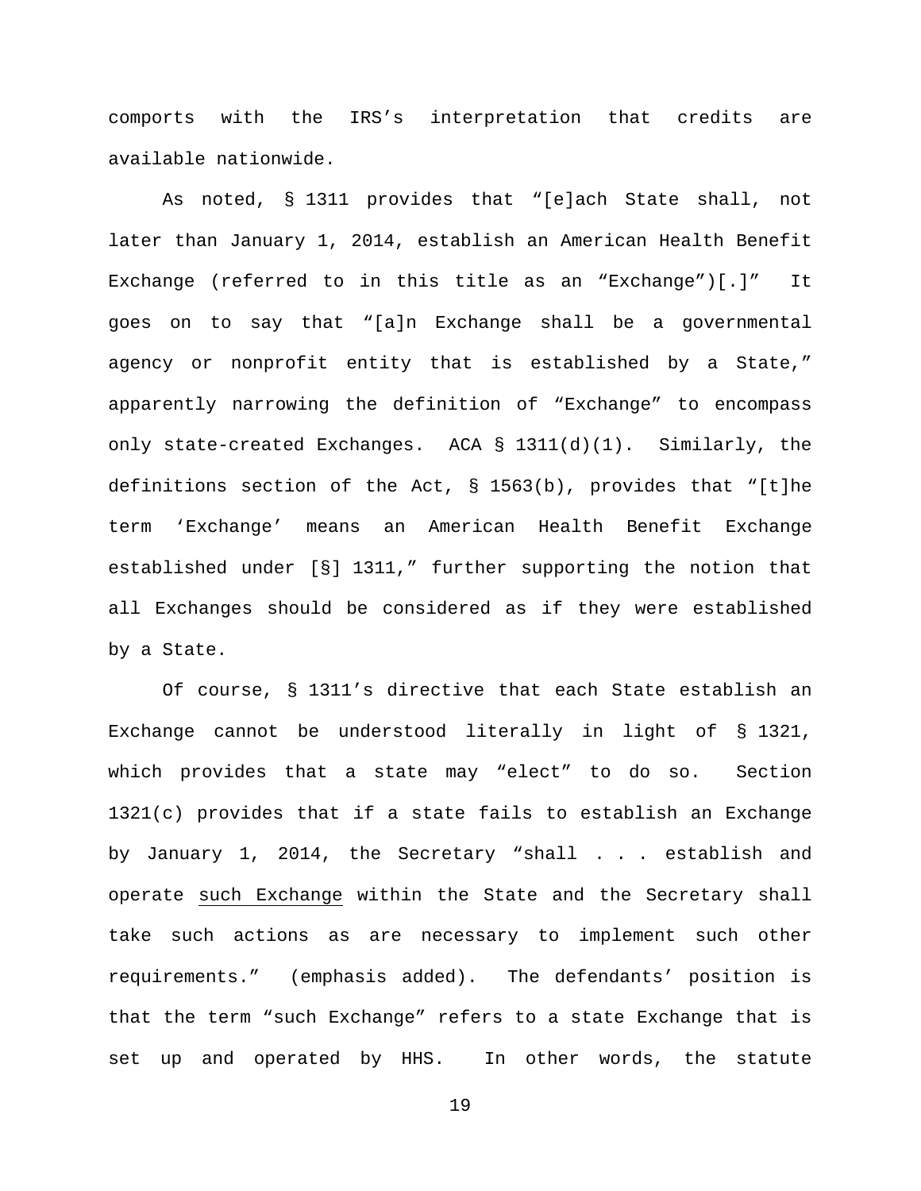comports with the IRS's interpretation that credits are available nationwide.

As noted, § 1311 provides that "[e]ach State shall, not later than January 1, 2014, establish an American Health Benefit Exchange (referred to in this title as an "Exchange")[.]" It goes on to say that "[a]n Exchange shall be a governmental agency or nonprofit entity that is established by a State," apparently narrowing the definition of "Exchange" to encompass only state-created Exchanges. ACA § 1311(d)(1). Similarly, the definitions section of the Act, § 1563(b), provides that "[t]he term 'Exchange' means an American Health Benefit Exchange established under [§] 1311," further supporting the notion that all Exchanges should be considered as if they were established by a State.

Of course, § 1311's directive that each State establish an Exchange cannot be understood literally in light of § 1321, which provides that a state may "elect" to do so. Section 1321(c) provides that if a state fails to establish an Exchange by January 1, 2014, the Secretary "shall . . . establish and operate <u>such Exchange</u> within the State and the Secretary shall take such actions as are necessary to implement such other requirements." (emphasis added). The defendants' position is that the term "such Exchange" refers to a state Exchange that is set up and operated by HHS. In other words, the statute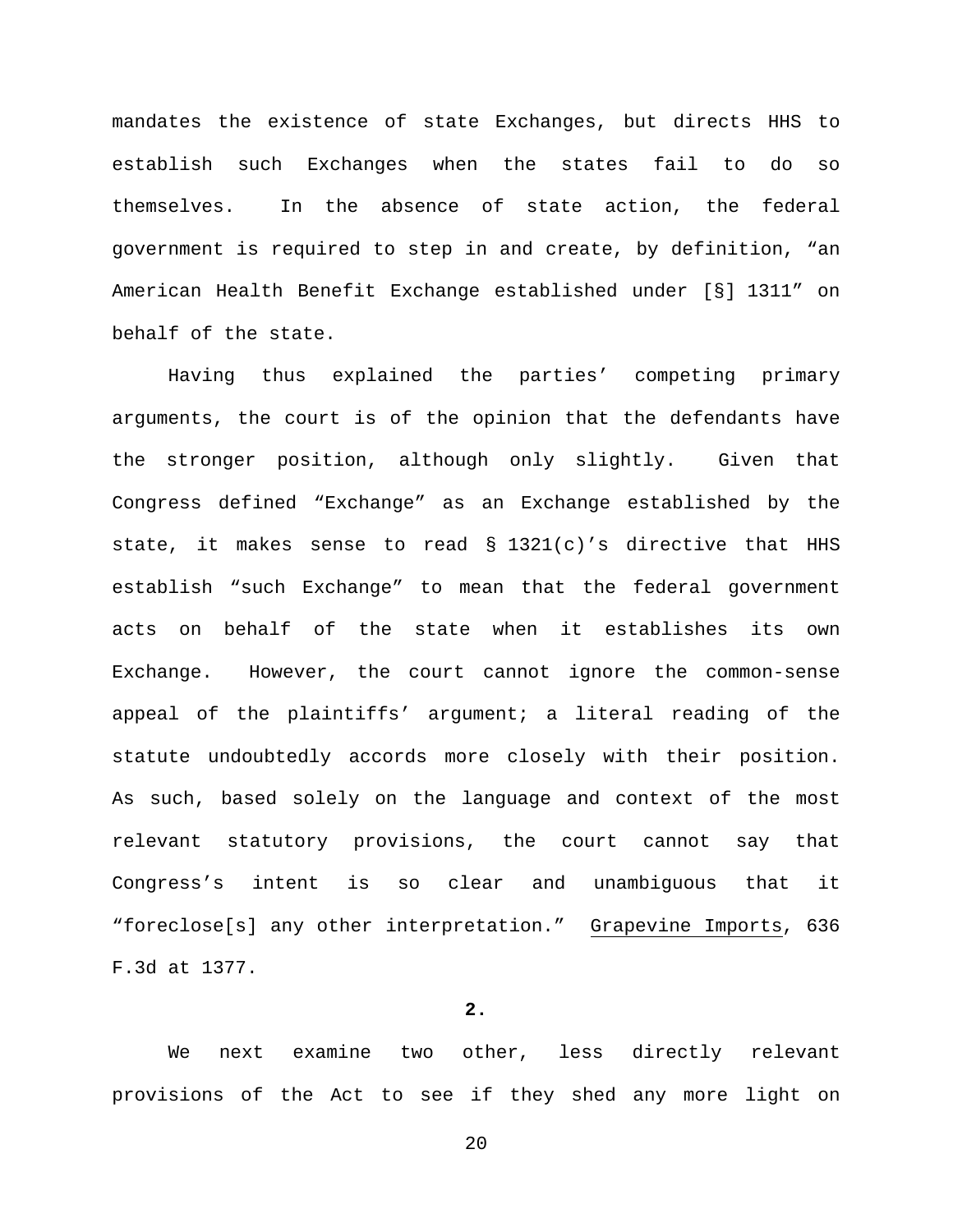mandates the existence of state Exchanges, but directs HHS to establish such Exchanges when the states fail to do so themselves. In the absence of state action, the federal government is required to step in and create, by definition, "an American Health Benefit Exchange established under [§] 1311" on behalf of the state.

Having thus explained the parties' competing primary arguments, the court is of the opinion that the defendants have the stronger position, although only slightly. Given that Congress defined "Exchange" as an Exchange established by the state, it makes sense to read § 1321(c)'s directive that HHS establish "such Exchange" to mean that the federal government acts on behalf of the state when it establishes its own Exchange. However, the court cannot ignore the common-sense appeal of the plaintiffs' argument; a literal reading of the statute undoubtedly accords more closely with their position. As such, based solely on the language and context of the most relevant statutory provisions, the court cannot say that Congress's intent is so clear and unambiguous that it "foreclose[s] any other interpretation." Grapevine Imports, 636 F.3d at 1377.

**2.**

We next examine two other, less directly relevant provisions of the Act to see if they shed any more light on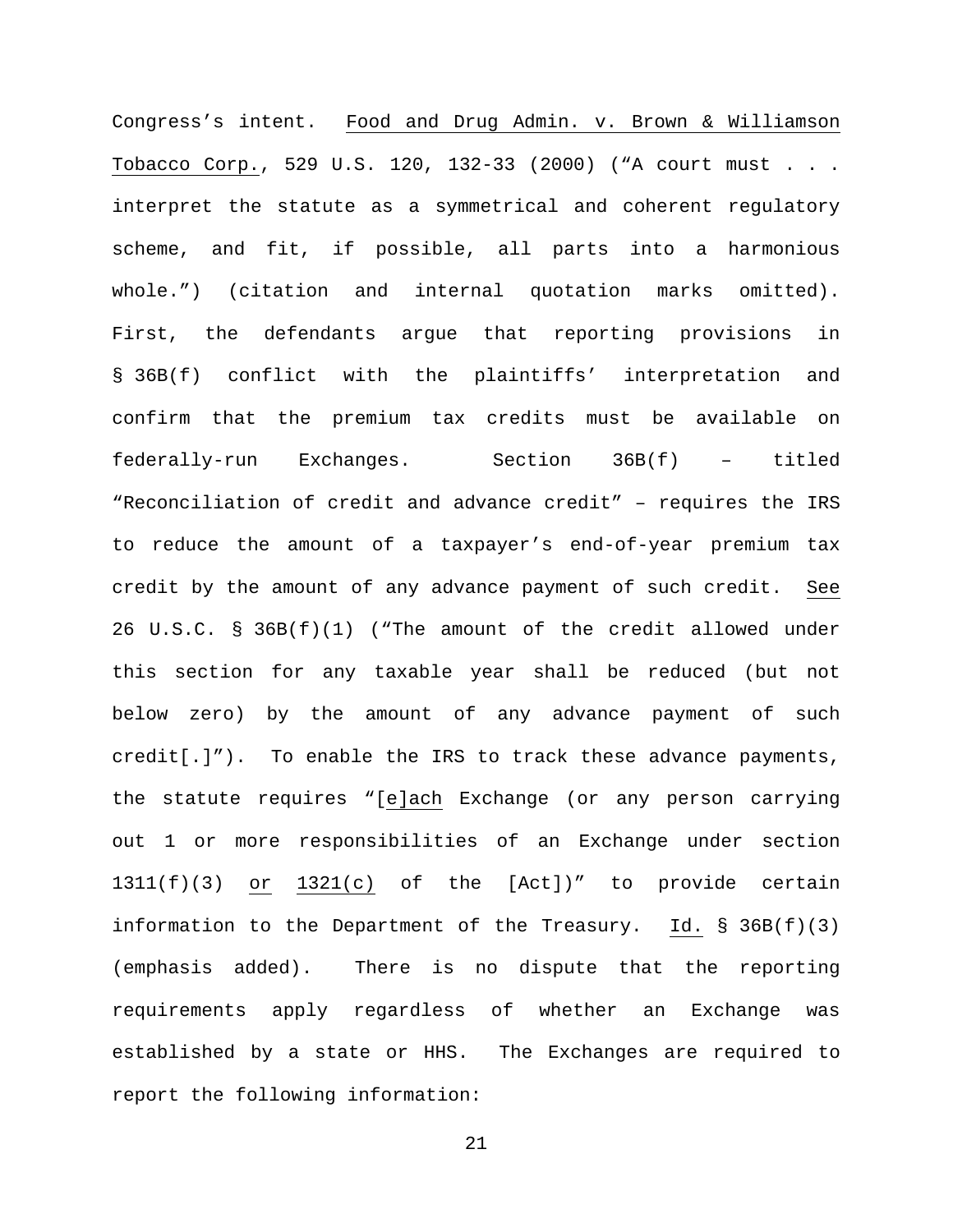Congress's intent. Food and Drug Admin. v. Brown & Williamson Tobacco Corp., 529 U.S. 120, 132-33 (2000) ("A court must . . . interpret the statute as a symmetrical and coherent regulatory scheme, and fit, if possible, all parts into a harmonious whole.") (citation and internal quotation marks omitted). First, the defendants argue that reporting provisions in § 36B(f) conflict with the plaintiffs' interpretation and confirm that the premium tax credits must be available on federally-run Exchanges. Section 36B(f) – titled "Reconciliation of credit and advance credit" – requires the IRS to reduce the amount of a taxpayer's end-of-year premium tax credit by the amount of any advance payment of such credit. See 26 U.S.C. § 36B(f)(1) ("The amount of the credit allowed under this section for any taxable year shall be reduced (but not below zero) by the amount of any advance payment of such credit[.]"). To enable the IRS to track these advance payments, the statute requires "[e]ach Exchange (or any person carrying out 1 or more responsibilities of an Exchange under section 1311(f)(3) or 1321(c) of the [Act])" to provide certain information to the Department of the Treasury. Id. § 36B(f)(3) (emphasis added). There is no dispute that the reporting requirements apply regardless of whether an Exchange was established by a state or HHS. The Exchanges are required to report the following information: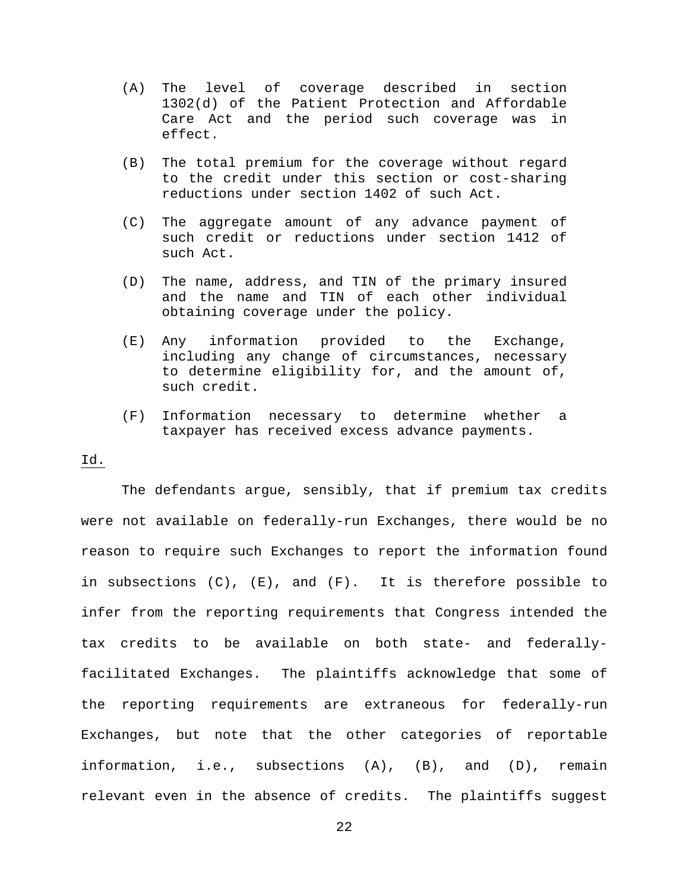> (A) The level of coverage described in section 1302(d) of the Patient Protection and Affordable Care Act and the period such coverage was in effect.
>
> (B) The total premium for the coverage without regard to the credit under this section or cost-sharing reductions under section 1402 of such Act.
>
> (C) The aggregate amount of any advance payment of such credit or reductions under section 1412 of such Act.
>
> (D) The name, address, and TIN of the primary insured and the name and TIN of each other individual obtaining coverage under the policy.
>
> (E) Any information provided to the Exchange, including any change of circumstances, necessary to determine eligibility for, and the amount of, such credit.
>
> (F) Information necessary to determine whether a taxpayer has received excess advance payments.

Id.

The defendants argue, sensibly, that if premium tax credits were not available on federally-run Exchanges, there would be no reason to require such Exchanges to report the information found in subsections (C), (E), and (F). It is therefore possible to infer from the reporting requirements that Congress intended the tax credits to be available on both state- and federally-facilitated Exchanges. The plaintiffs acknowledge that some of the reporting requirements are extraneous for federally-run Exchanges, but note that the other categories of reportable information, i.e., subsections (A), (B), and (D), remain relevant even in the absence of credits. The plaintiffs suggest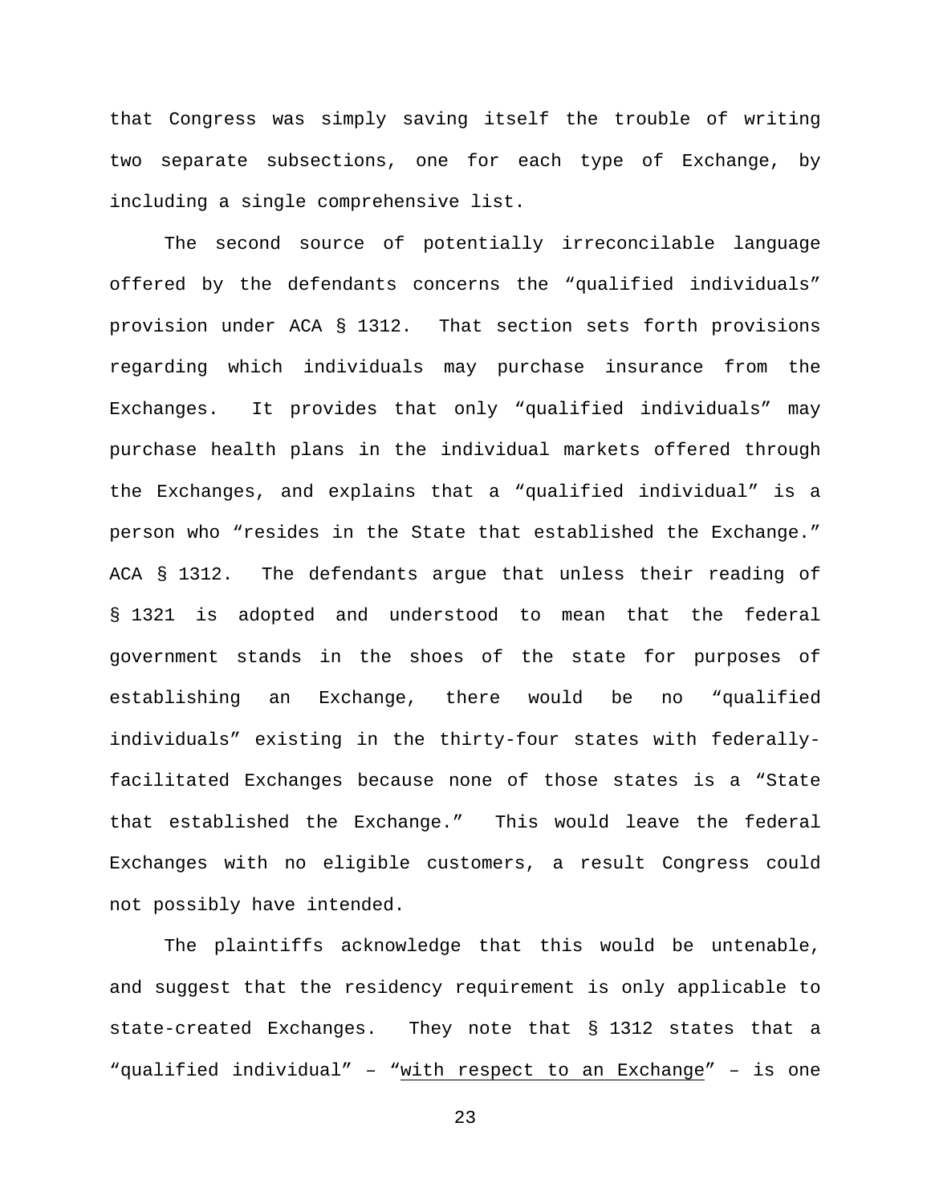that Congress was simply saving itself the trouble of writing two separate subsections, one for each type of Exchange, by including a single comprehensive list.

The second source of potentially irreconcilable language offered by the defendants concerns the "qualified individuals" provision under ACA § 1312. That section sets forth provisions regarding which individuals may purchase insurance from the Exchanges. It provides that only "qualified individuals" may purchase health plans in the individual markets offered through the Exchanges, and explains that a "qualified individual" is a person who "resides in the State that established the Exchange." ACA § 1312. The defendants argue that unless their reading of § 1321 is adopted and understood to mean that the federal government stands in the shoes of the state for purposes of establishing an Exchange, there would be no "qualified individuals" existing in the thirty-four states with federally-facilitated Exchanges because none of those states is a "State that established the Exchange." This would leave the federal Exchanges with no eligible customers, a result Congress could not possibly have intended.

The plaintiffs acknowledge that this would be untenable, and suggest that the residency requirement is only applicable to state-created Exchanges. They note that § 1312 states that a "qualified individual" – "<u>with respect to an Exchange</u>" – is one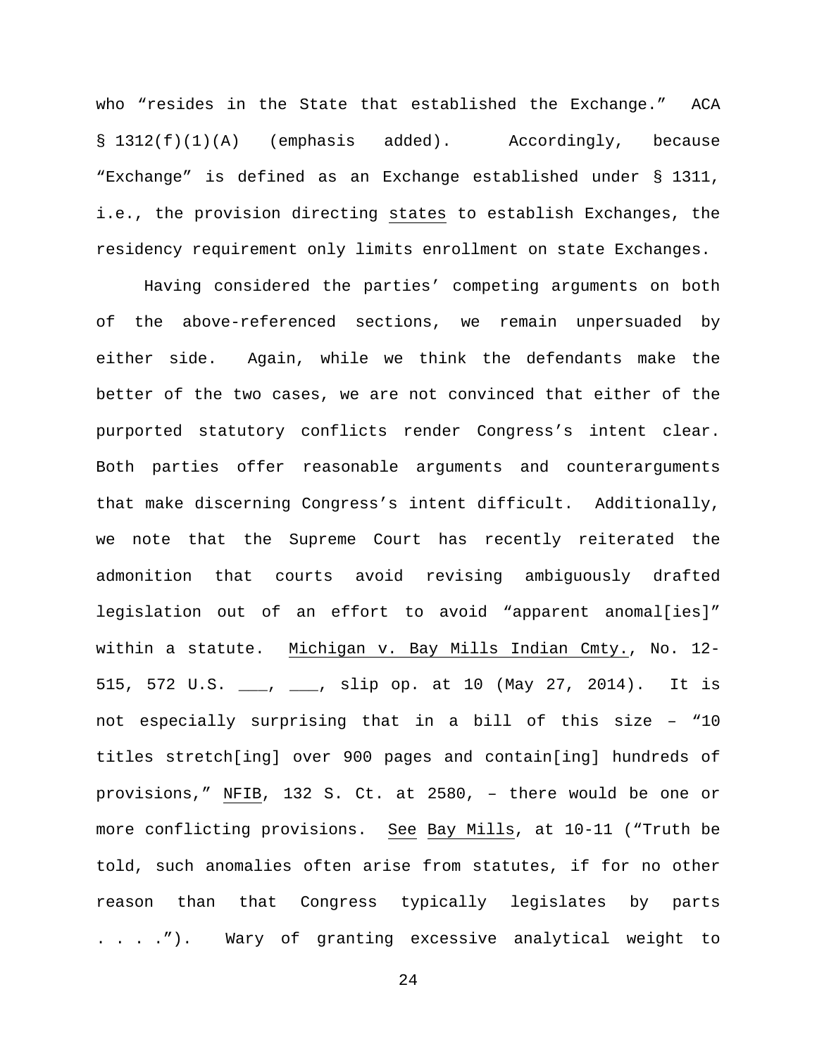who "resides in the State that established the Exchange." ACA § 1312(f)(1)(A) (emphasis added). Accordingly, because "Exchange" is defined as an Exchange established under § 1311, i.e., the provision directing <u>states</u> to establish Exchanges, the residency requirement only limits enrollment on state Exchanges.

Having considered the parties' competing arguments on both of the above-referenced sections, we remain unpersuaded by either side. Again, while we think the defendants make the better of the two cases, we are not convinced that either of the purported statutory conflicts render Congress's intent clear. Both parties offer reasonable arguments and counterarguments that make discerning Congress's intent difficult. Additionally, we note that the Supreme Court has recently reiterated the admonition that courts avoid revising ambiguously drafted legislation out of an effort to avoid "apparent anomal[ies]" within a statute. <u>Michigan v. Bay Mills Indian Cmty.</u>, No. 12-515, 572 U.S. ___, ___, slip op. at 10 (May 27, 2014). It is not especially surprising that in a bill of this size – "10 titles stretch[ing] over 900 pages and contain[ing] hundreds of provisions," <u>NFIB</u>, 132 S. Ct. at 2580, – there would be one or more conflicting provisions. <u>See</u> <u>Bay Mills</u>, at 10-11 ("Truth be told, such anomalies often arise from statutes, if for no other reason than that Congress typically legislates by parts . . . ."). Wary of granting excessive analytical weight to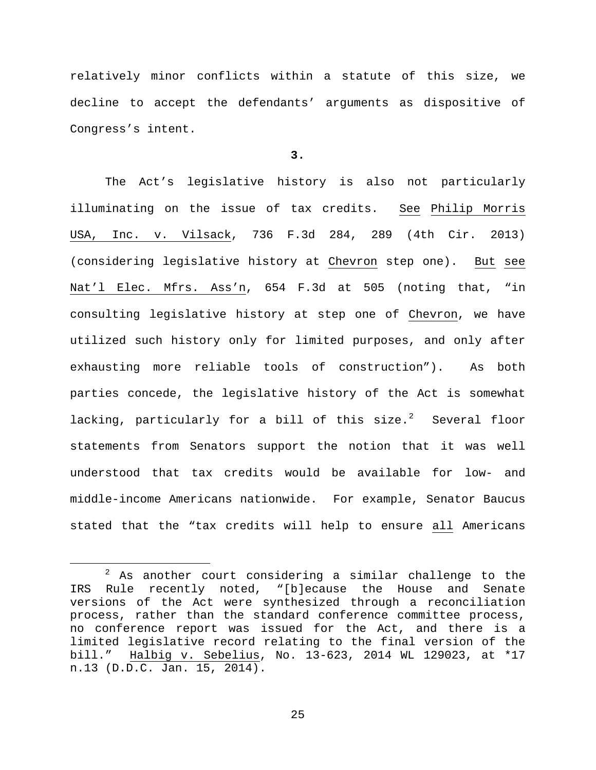relatively minor conflicts within a statute of this size, we decline to accept the defendants' arguments as dispositive of Congress's intent.

**3.**

The Act's legislative history is also not particularly illuminating on the issue of tax credits. See Philip Morris USA, Inc. v. Vilsack, 736 F.3d 284, 289 (4th Cir. 2013) (considering legislative history at Chevron step one). But see Nat'l Elec. Mfrs. Ass'n, 654 F.3d at 505 (noting that, "in consulting legislative history at step one of Chevron, we have utilized such history only for limited purposes, and only after exhausting more reliable tools of construction"). As both parties concede, the legislative history of the Act is somewhat lacking, particularly for a bill of this size.[2] Several floor statements from Senators support the notion that it was well understood that tax credits would be available for low- and middle-income Americans nationwide. For example, Senator Baucus stated that the "tax credits will help to ensure all Americans

---

[2] As another court considering a similar challenge to the IRS Rule recently noted, "[b]ecause the House and Senate versions of the Act were synthesized through a reconciliation process, rather than the standard conference committee process, no conference report was issued for the Act, and there is a limited legislative record relating to the final version of the bill." Halbig v. Sebelius, No. 13-623, 2014 WL 129023, at *17 n.13 (D.D.C. Jan. 15, 2014).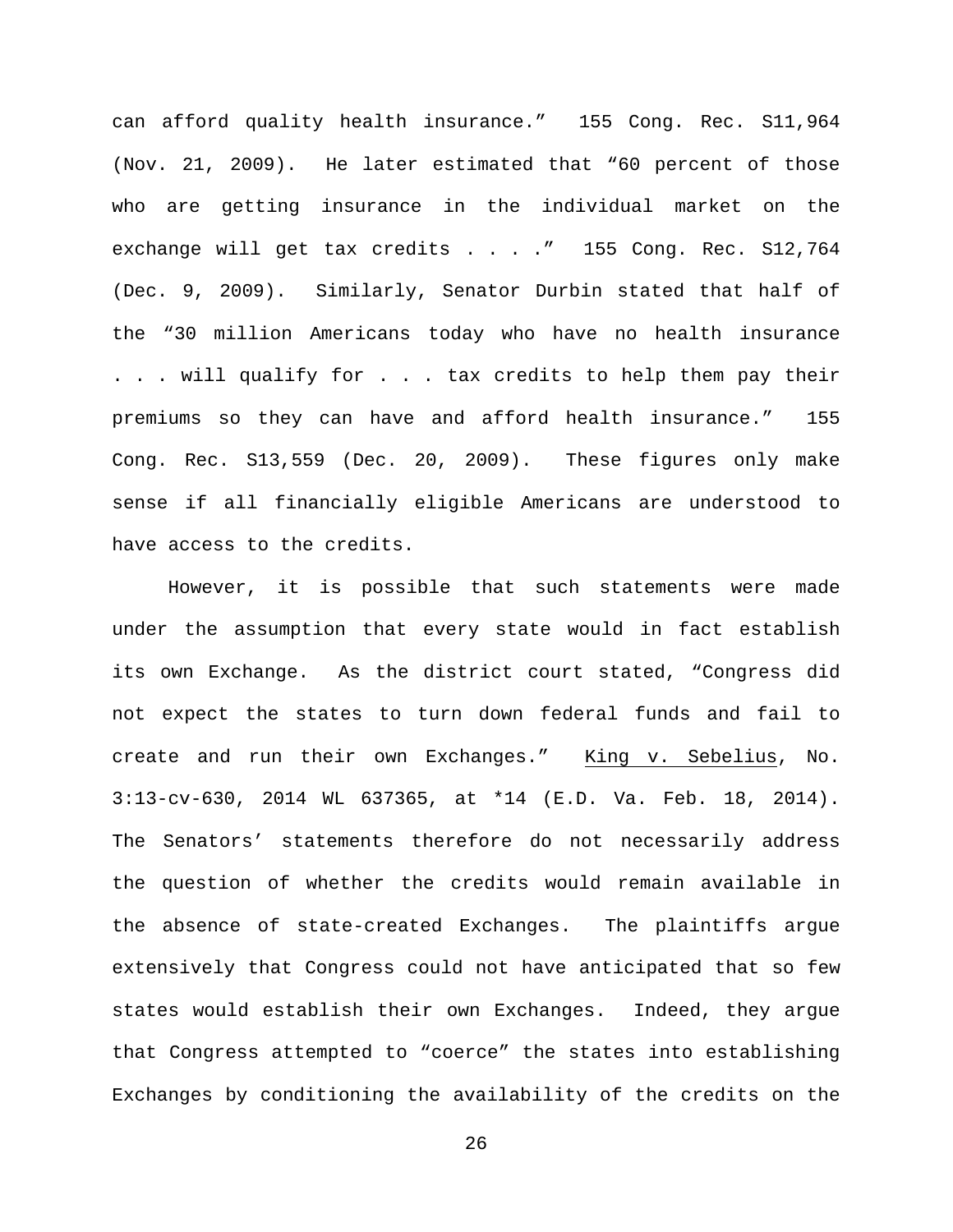can afford quality health insurance." 155 Cong. Rec. S11,964 (Nov. 21, 2009). He later estimated that "60 percent of those who are getting insurance in the individual market on the exchange will get tax credits . . . ." 155 Cong. Rec. S12,764 (Dec. 9, 2009). Similarly, Senator Durbin stated that half of the "30 million Americans today who have no health insurance . . . will qualify for . . . tax credits to help them pay their premiums so they can have and afford health insurance." 155 Cong. Rec. S13,559 (Dec. 20, 2009). These figures only make sense if all financially eligible Americans are understood to have access to the credits.

However, it is possible that such statements were made under the assumption that every state would in fact establish its own Exchange. As the district court stated, "Congress did not expect the states to turn down federal funds and fail to create and run their own Exchanges." King v. Sebelius, No. 3:13-cv-630, 2014 WL 637365, at *14 (E.D. Va. Feb. 18, 2014). The Senators' statements therefore do not necessarily address the question of whether the credits would remain available in the absence of state-created Exchanges. The plaintiffs argue extensively that Congress could not have anticipated that so few states would establish their own Exchanges. Indeed, they argue that Congress attempted to "coerce" the states into establishing Exchanges by conditioning the availability of the credits on the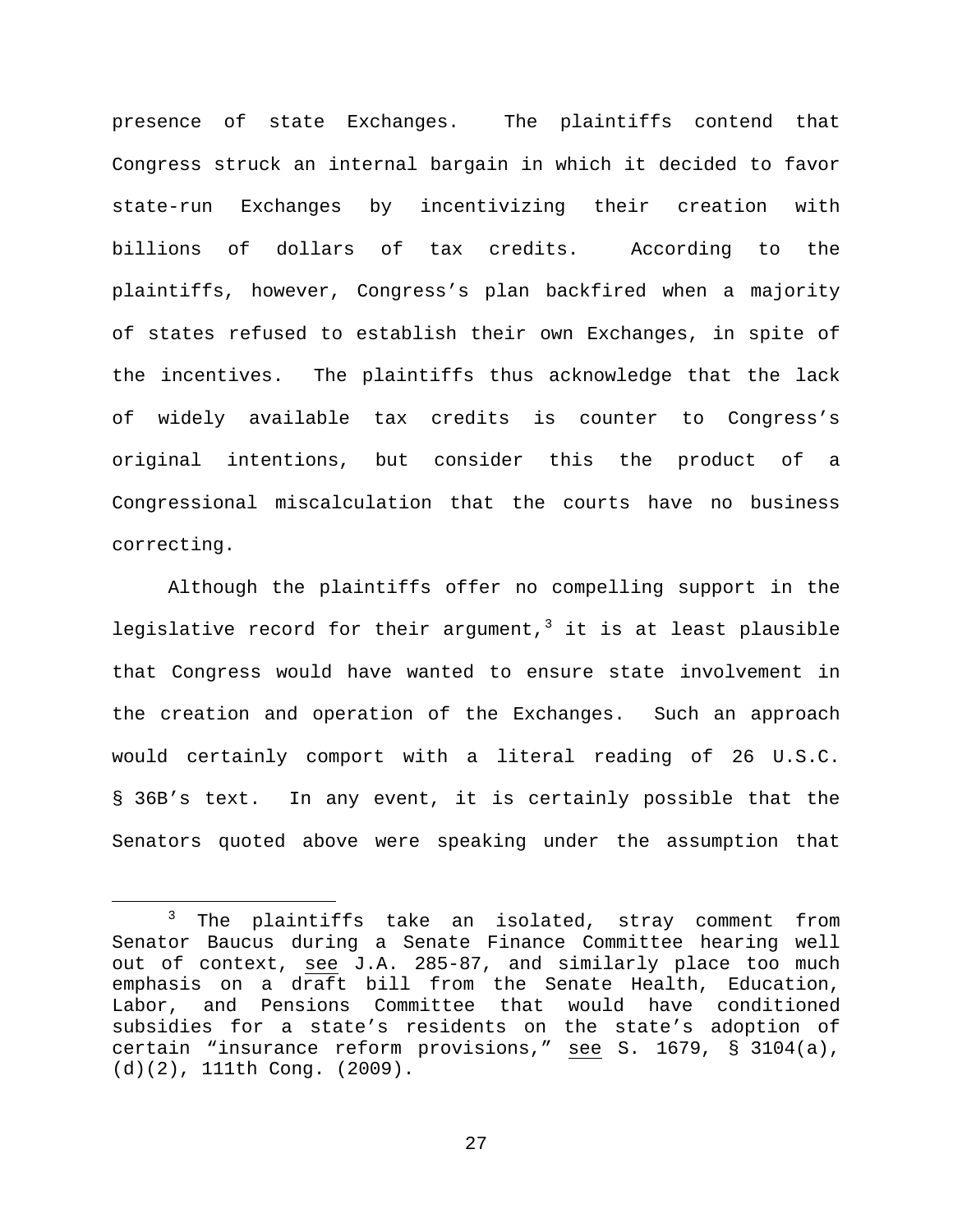presence of state Exchanges. The plaintiffs contend that Congress struck an internal bargain in which it decided to favor state-run Exchanges by incentivizing their creation with billions of dollars of tax credits. According to the plaintiffs, however, Congress's plan backfired when a majority of states refused to establish their own Exchanges, in spite of the incentives. The plaintiffs thus acknowledge that the lack of widely available tax credits is counter to Congress's original intentions, but consider this the product of a Congressional miscalculation that the courts have no business correcting.

Although the plaintiffs offer no compelling support in the legislative record for their argument,[3] it is at least plausible that Congress would have wanted to ensure state involvement in the creation and operation of the Exchanges. Such an approach would certainly comport with a literal reading of 26 U.S.C. § 36B's text. In any event, it is certainly possible that the Senators quoted above were speaking under the assumption that

---

[3] The plaintiffs take an isolated, stray comment from Senator Baucus during a Senate Finance Committee hearing well out of context, see J.A. 285-87, and similarly place too much emphasis on a draft bill from the Senate Health, Education, Labor, and Pensions Committee that would have conditioned subsidies for a state's residents on the state's adoption of certain "insurance reform provisions," see S. 1679, § 3104(a), (d)(2), 111th Cong. (2009).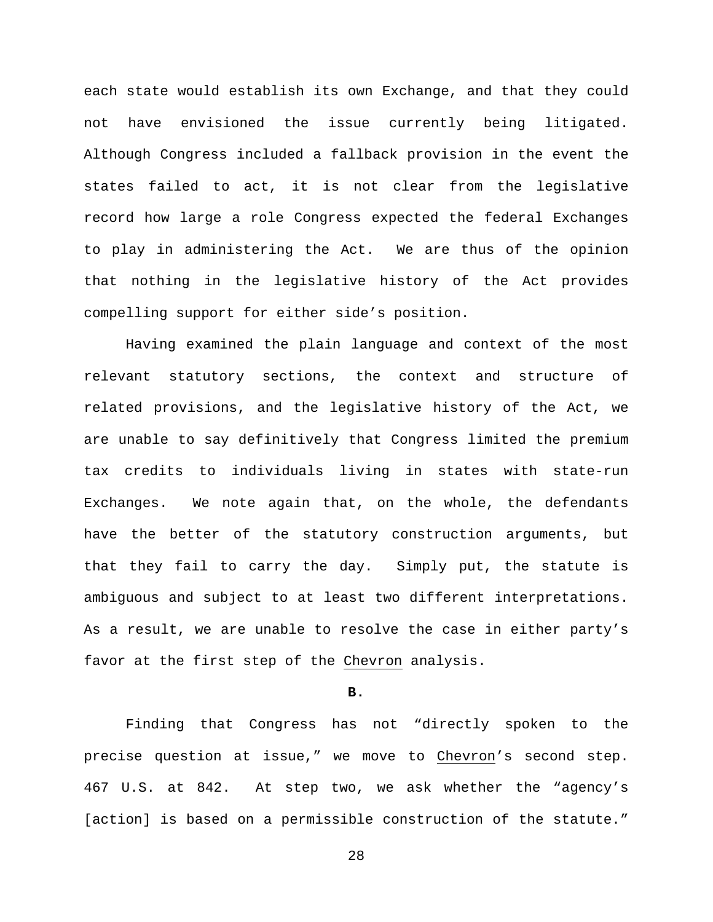each state would establish its own Exchange, and that they could not have envisioned the issue currently being litigated. Although Congress included a fallback provision in the event the states failed to act, it is not clear from the legislative record how large a role Congress expected the federal Exchanges to play in administering the Act. We are thus of the opinion that nothing in the legislative history of the Act provides compelling support for either side's position.

Having examined the plain language and context of the most relevant statutory sections, the context and structure of related provisions, and the legislative history of the Act, we are unable to say definitively that Congress limited the premium tax credits to individuals living in states with state-run Exchanges. We note again that, on the whole, the defendants have the better of the statutory construction arguments, but that they fail to carry the day. Simply put, the statute is ambiguous and subject to at least two different interpretations. As a result, we are unable to resolve the case in either party's favor at the first step of the Chevron analysis.

**B.**

Finding that Congress has not "directly spoken to the precise question at issue," we move to Chevron's second step. 467 U.S. at 842. At step two, we ask whether the "agency's [action] is based on a permissible construction of the statute."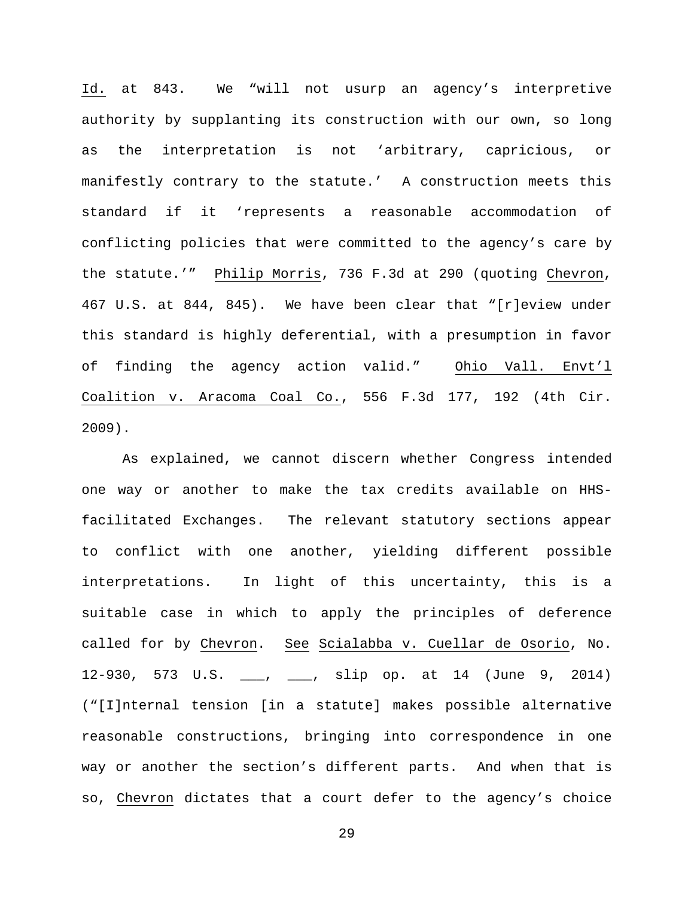Id. at 843. We "will not usurp an agency's interpretive authority by supplanting its construction with our own, so long as the interpretation is not 'arbitrary, capricious, or manifestly contrary to the statute.' A construction meets this standard if it 'represents a reasonable accommodation of conflicting policies that were committed to the agency's care by the statute.'" Philip Morris, 736 F.3d at 290 (quoting Chevron, 467 U.S. at 844, 845). We have been clear that "[r]eview under this standard is highly deferential, with a presumption in favor of finding the agency action valid." Ohio Vall. Envt'l Coalition v. Aracoma Coal Co., 556 F.3d 177, 192 (4th Cir. 2009).

As explained, we cannot discern whether Congress intended one way or another to make the tax credits available on HHS-facilitated Exchanges. The relevant statutory sections appear to conflict with one another, yielding different possible interpretations. In light of this uncertainty, this is a suitable case in which to apply the principles of deference called for by Chevron. See Scialabba v. Cuellar de Osorio, No. 12-930, 573 U.S. ___, ___, slip op. at 14 (June 9, 2014) ("[I]nternal tension [in a statute] makes possible alternative reasonable constructions, bringing into correspondence in one way or another the section's different parts. And when that is so, Chevron dictates that a court defer to the agency's choice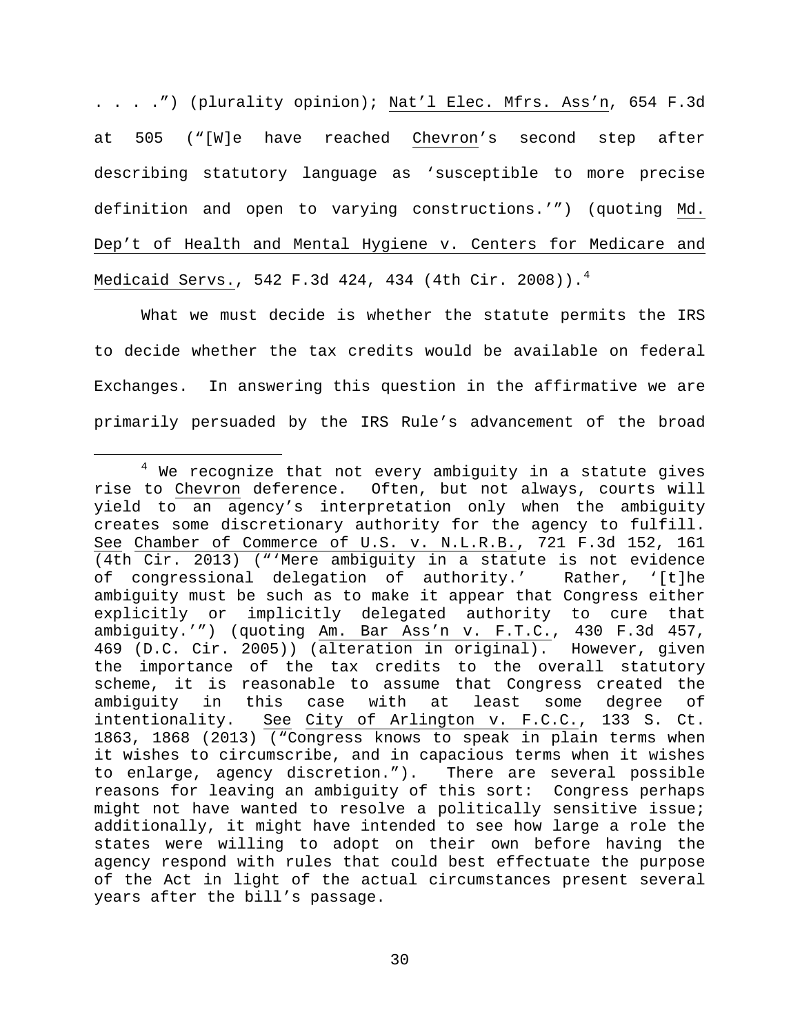. . . .") (plurality opinion); Nat'l Elec. Mfrs. Ass'n, 654 F.3d at 505 ("[W]e have reached Chevron's second step after describing statutory language as 'susceptible to more precise definition and open to varying constructions.'") (quoting Md. Dep't of Health and Mental Hygiene v. Centers for Medicare and Medicaid Servs., 542 F.3d 424, 434 (4th Cir. 2008)).[4]

What we must decide is whether the statute permits the IRS to decide whether the tax credits would be available on federal Exchanges. In answering this question in the affirmative we are primarily persuaded by the IRS Rule's advancement of the broad

---

[4] We recognize that not every ambiguity in a statute gives rise to Chevron deference. Often, but not always, courts will yield to an agency's interpretation only when the ambiguity creates some discretionary authority for the agency to fulfill. See Chamber of Commerce of U.S. v. N.L.R.B., 721 F.3d 152, 161 (4th Cir. 2013) ("'Mere ambiguity in a statute is not evidence of congressional delegation of authority.' Rather, '[t]he ambiguity must be such as to make it appear that Congress either explicitly or implicitly delegated authority to cure that ambiguity.'") (quoting Am. Bar Ass'n v. F.T.C., 430 F.3d 457, 469 (D.C. Cir. 2005)) (alteration in original). However, given the importance of the tax credits to the overall statutory scheme, it is reasonable to assume that Congress created the ambiguity in this case with at least some degree of intentionality. See City of Arlington v. F.C.C., 133 S. Ct. 1863, 1868 (2013) ("Congress knows to speak in plain terms when it wishes to circumscribe, and in capacious terms when it wishes to enlarge, agency discretion."). There are several possible reasons for leaving an ambiguity of this sort: Congress perhaps might not have wanted to resolve a politically sensitive issue; additionally, it might have intended to see how large a role the states were willing to adopt on their own before having the agency respond with rules that could best effectuate the purpose of the Act in light of the actual circumstances present several years after the bill's passage.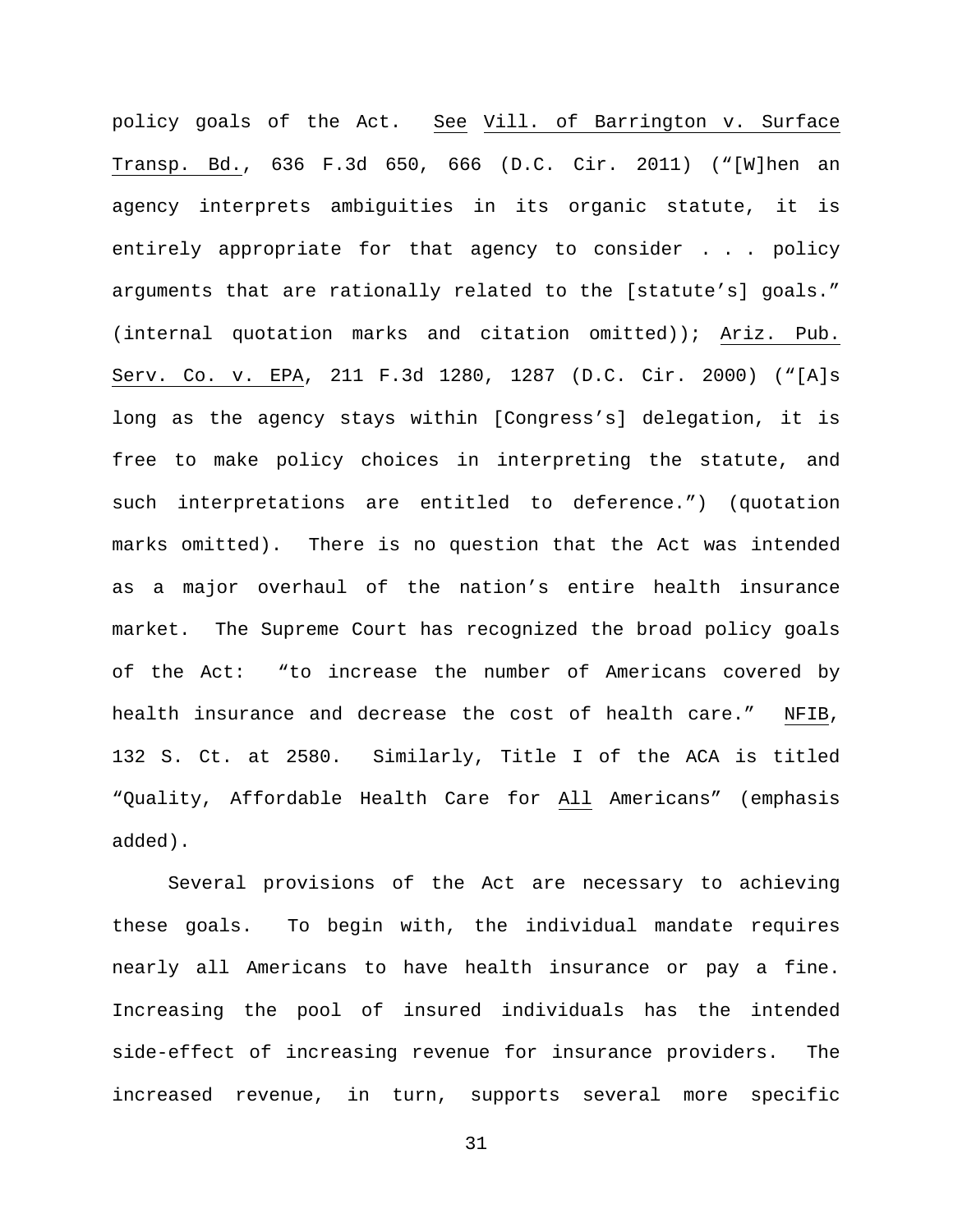policy goals of the Act. See Vill. of Barrington v. Surface Transp. Bd., 636 F.3d 650, 666 (D.C. Cir. 2011) ("[W]hen an agency interprets ambiguities in its organic statute, it is entirely appropriate for that agency to consider . . . policy arguments that are rationally related to the [statute's] goals." (internal quotation marks and citation omitted)); Ariz. Pub. Serv. Co. v. EPA, 211 F.3d 1280, 1287 (D.C. Cir. 2000) ("[A]s long as the agency stays within [Congress's] delegation, it is free to make policy choices in interpreting the statute, and such interpretations are entitled to deference.") (quotation marks omitted). There is no question that the Act was intended as a major overhaul of the nation's entire health insurance market. The Supreme Court has recognized the broad policy goals of the Act: "to increase the number of Americans covered by health insurance and decrease the cost of health care." NFIB, 132 S. Ct. at 2580. Similarly, Title I of the ACA is titled "Quality, Affordable Health Care for All Americans" (emphasis added).

Several provisions of the Act are necessary to achieving these goals. To begin with, the individual mandate requires nearly all Americans to have health insurance or pay a fine. Increasing the pool of insured individuals has the intended side-effect of increasing revenue for insurance providers. The increased revenue, in turn, supports several more specific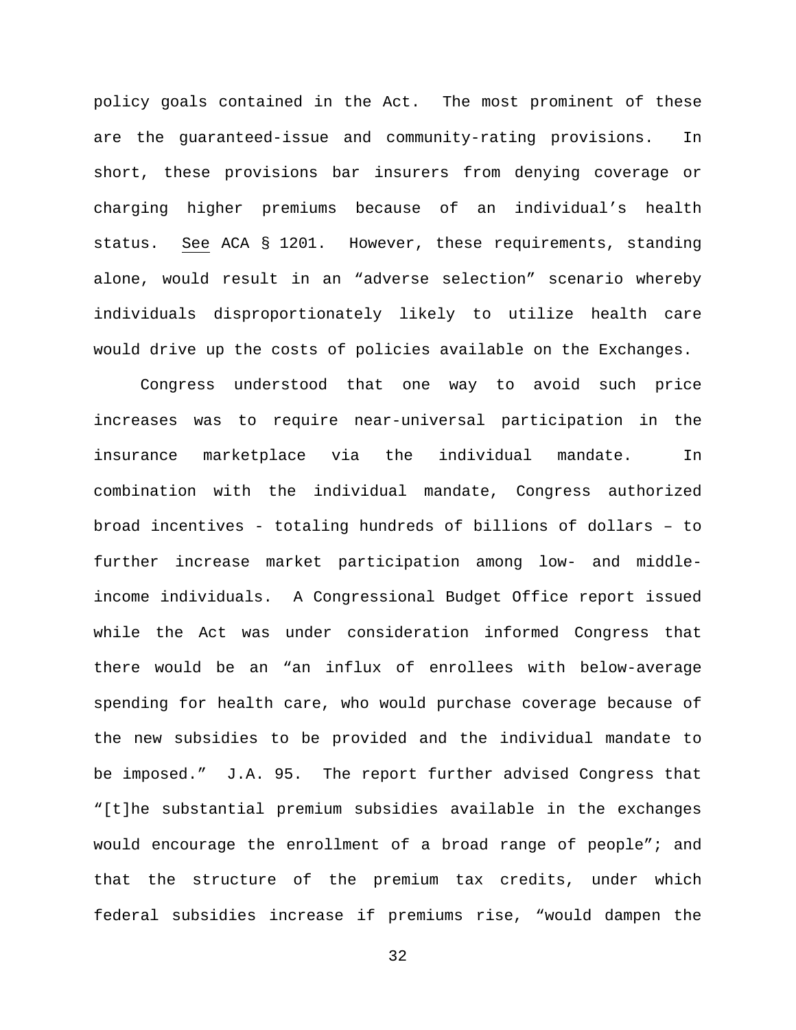policy goals contained in the Act. The most prominent of these are the guaranteed-issue and community-rating provisions. In short, these provisions bar insurers from denying coverage or charging higher premiums because of an individual's health status. See ACA § 1201. However, these requirements, standing alone, would result in an "adverse selection" scenario whereby individuals disproportionately likely to utilize health care would drive up the costs of policies available on the Exchanges.

Congress understood that one way to avoid such price increases was to require near-universal participation in the insurance marketplace via the individual mandate. In combination with the individual mandate, Congress authorized broad incentives - totaling hundreds of billions of dollars – to further increase market participation among low- and middle-income individuals. A Congressional Budget Office report issued while the Act was under consideration informed Congress that there would be an "an influx of enrollees with below-average spending for health care, who would purchase coverage because of the new subsidies to be provided and the individual mandate to be imposed." J.A. 95. The report further advised Congress that "[t]he substantial premium subsidies available in the exchanges would encourage the enrollment of a broad range of people"; and that the structure of the premium tax credits, under which federal subsidies increase if premiums rise, "would dampen the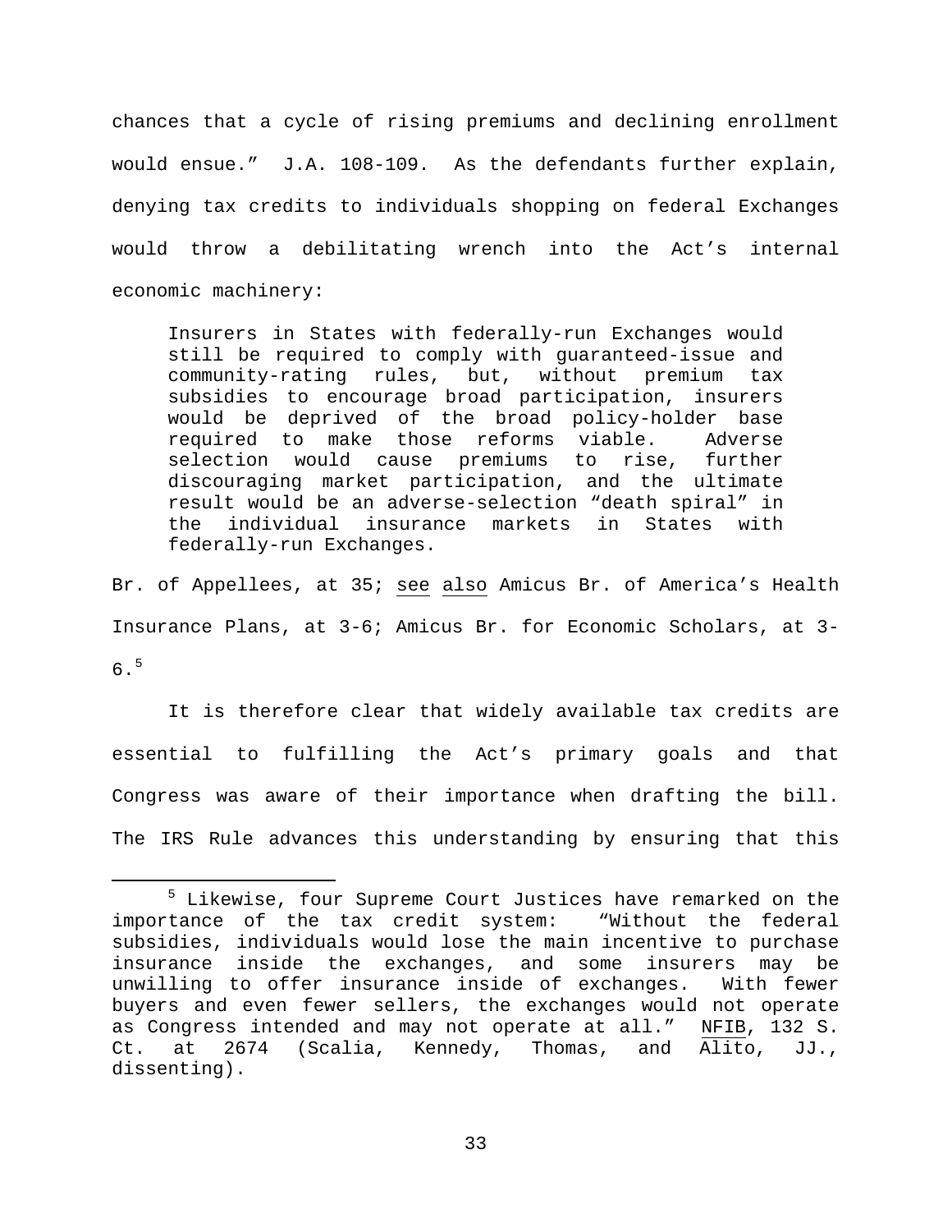chances that a cycle of rising premiums and declining enrollment would ensue." J.A. 108-109. As the defendants further explain, denying tax credits to individuals shopping on federal Exchanges would throw a debilitating wrench into the Act's internal economic machinery:

> Insurers in States with federally-run Exchanges would still be required to comply with guaranteed-issue and community-rating rules, but, without premium tax subsidies to encourage broad participation, insurers would be deprived of the broad policy-holder base required to make those reforms viable. Adverse selection would cause premiums to rise, further discouraging market participation, and the ultimate result would be an adverse-selection "death spiral" in the individual insurance markets in States with federally-run Exchanges.

Br. of Appellees, at 35; see also Amicus Br. of America's Health Insurance Plans, at 3-6; Amicus Br. for Economic Scholars, at 3-6.[5]

It is therefore clear that widely available tax credits are essential to fulfilling the Act's primary goals and that Congress was aware of their importance when drafting the bill. The IRS Rule advances this understanding by ensuring that this

---

[5] Likewise, four Supreme Court Justices have remarked on the importance of the tax credit system: "Without the federal subsidies, individuals would lose the main incentive to purchase insurance inside the exchanges, and some insurers may be unwilling to offer insurance inside of exchanges. With fewer buyers and even fewer sellers, the exchanges would not operate as Congress intended and may not operate at all." NFIB, 132 S. Ct. at 2674 (Scalia, Kennedy, Thomas, and Alito, JJ., dissenting).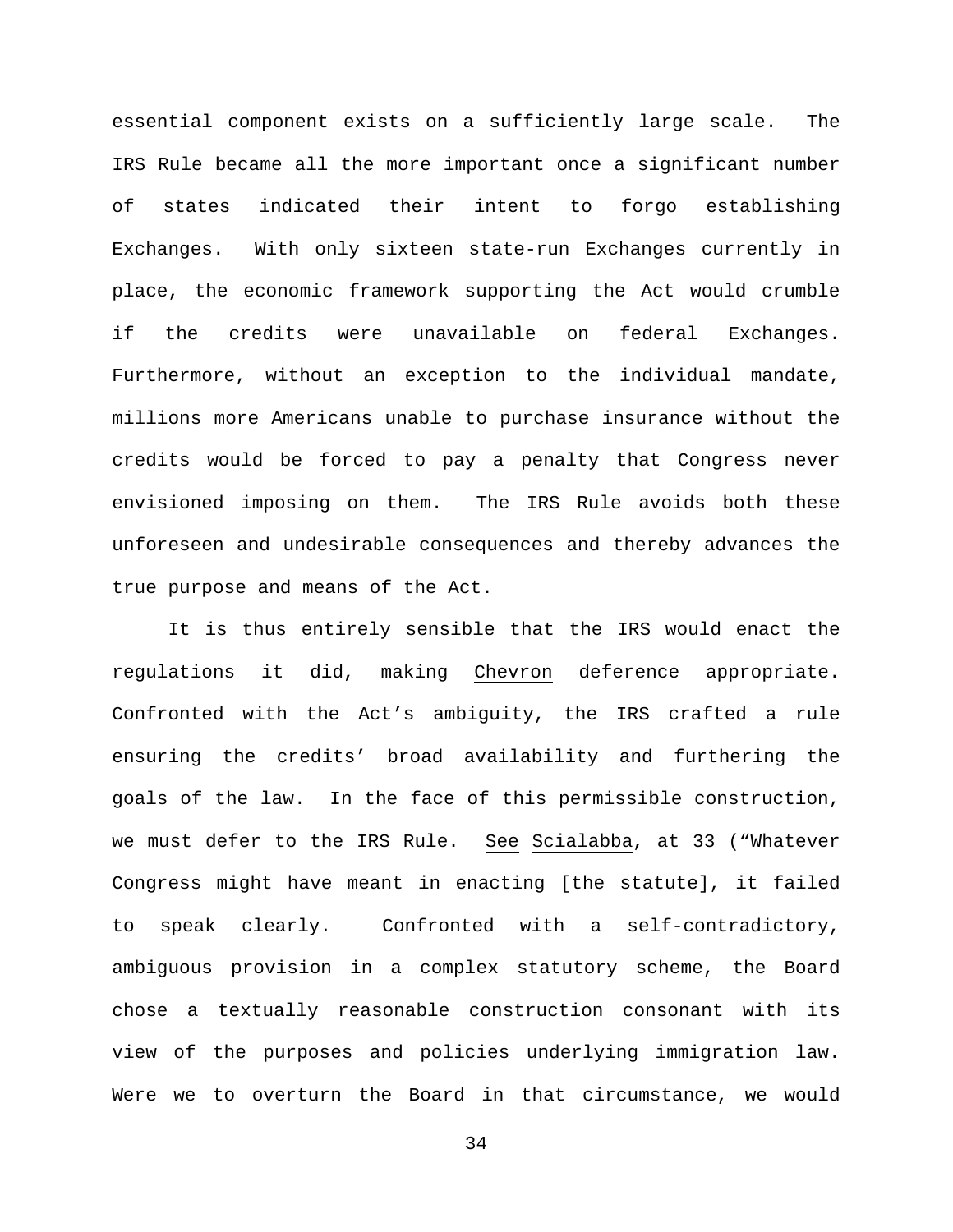essential component exists on a sufficiently large scale. The IRS Rule became all the more important once a significant number of states indicated their intent to forgo establishing Exchanges. With only sixteen state-run Exchanges currently in place, the economic framework supporting the Act would crumble if the credits were unavailable on federal Exchanges. Furthermore, without an exception to the individual mandate, millions more Americans unable to purchase insurance without the credits would be forced to pay a penalty that Congress never envisioned imposing on them. The IRS Rule avoids both these unforeseen and undesirable consequences and thereby advances the true purpose and means of the Act.

It is thus entirely sensible that the IRS would enact the regulations it did, making Chevron deference appropriate. Confronted with the Act's ambiguity, the IRS crafted a rule ensuring the credits' broad availability and furthering the goals of the law. In the face of this permissible construction, we must defer to the IRS Rule. See Scialabba, at 33 ("Whatever Congress might have meant in enacting [the statute], it failed to speak clearly. Confronted with a self-contradictory, ambiguous provision in a complex statutory scheme, the Board chose a textually reasonable construction consonant with its view of the purposes and policies underlying immigration law. Were we to overturn the Board in that circumstance, we would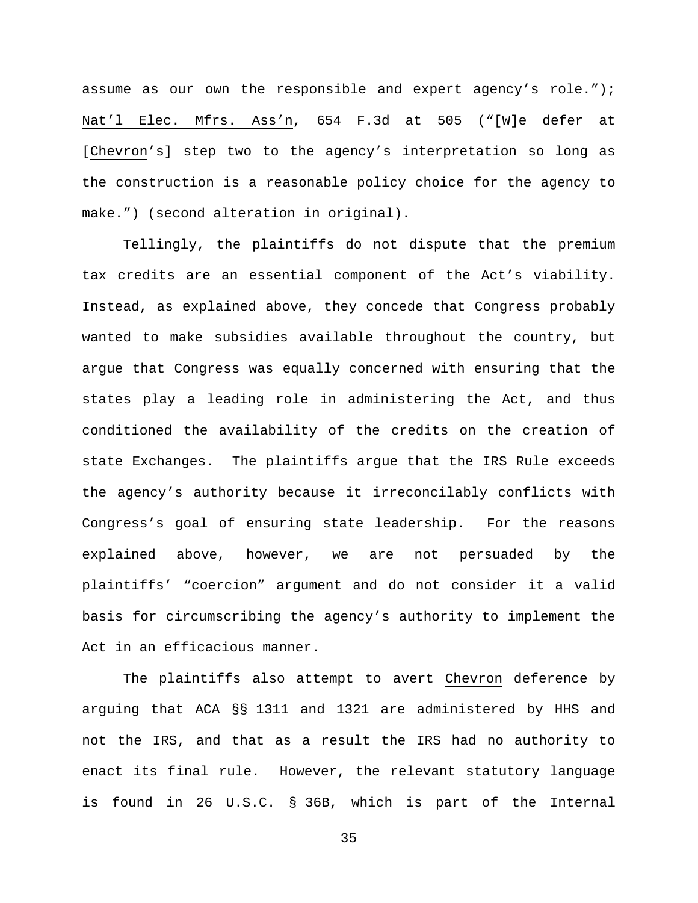assume as our own the responsible and expert agency's role."); Nat'l Elec. Mfrs. Ass'n, 654 F.3d at 505 ("[W]e defer at [Chevron's] step two to the agency's interpretation so long as the construction is a reasonable policy choice for the agency to make.") (second alteration in original).

Tellingly, the plaintiffs do not dispute that the premium tax credits are an essential component of the Act's viability. Instead, as explained above, they concede that Congress probably wanted to make subsidies available throughout the country, but argue that Congress was equally concerned with ensuring that the states play a leading role in administering the Act, and thus conditioned the availability of the credits on the creation of state Exchanges. The plaintiffs argue that the IRS Rule exceeds the agency's authority because it irreconcilably conflicts with Congress's goal of ensuring state leadership. For the reasons explained above, however, we are not persuaded by the plaintiffs' "coercion" argument and do not consider it a valid basis for circumscribing the agency's authority to implement the Act in an efficacious manner.

The plaintiffs also attempt to avert Chevron deference by arguing that ACA §§ 1311 and 1321 are administered by HHS and not the IRS, and that as a result the IRS had no authority to enact its final rule. However, the relevant statutory language is found in 26 U.S.C. § 36B, which is part of the Internal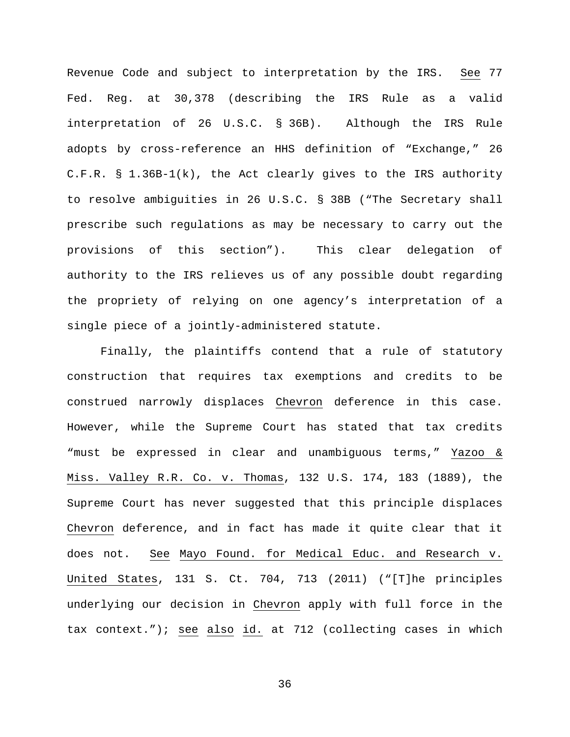Revenue Code and subject to interpretation by the IRS. See 77 Fed. Reg. at 30,378 (describing the IRS Rule as a valid interpretation of 26 U.S.C. § 36B). Although the IRS Rule adopts by cross-reference an HHS definition of "Exchange," 26 C.F.R. § 1.36B-1(k), the Act clearly gives to the IRS authority to resolve ambiguities in 26 U.S.C. § 38B ("The Secretary shall prescribe such regulations as may be necessary to carry out the provisions of this section"). This clear delegation of authority to the IRS relieves us of any possible doubt regarding the propriety of relying on one agency's interpretation of a single piece of a jointly-administered statute.

Finally, the plaintiffs contend that a rule of statutory construction that requires tax exemptions and credits to be construed narrowly displaces Chevron deference in this case. However, while the Supreme Court has stated that tax credits "must be expressed in clear and unambiguous terms," Yazoo & Miss. Valley R.R. Co. v. Thomas, 132 U.S. 174, 183 (1889), the Supreme Court has never suggested that this principle displaces Chevron deference, and in fact has made it quite clear that it does not. See Mayo Found. for Medical Educ. and Research v. United States, 131 S. Ct. 704, 713 (2011) ("[T]he principles underlying our decision in Chevron apply with full force in the tax context."); see also id. at 712 (collecting cases in which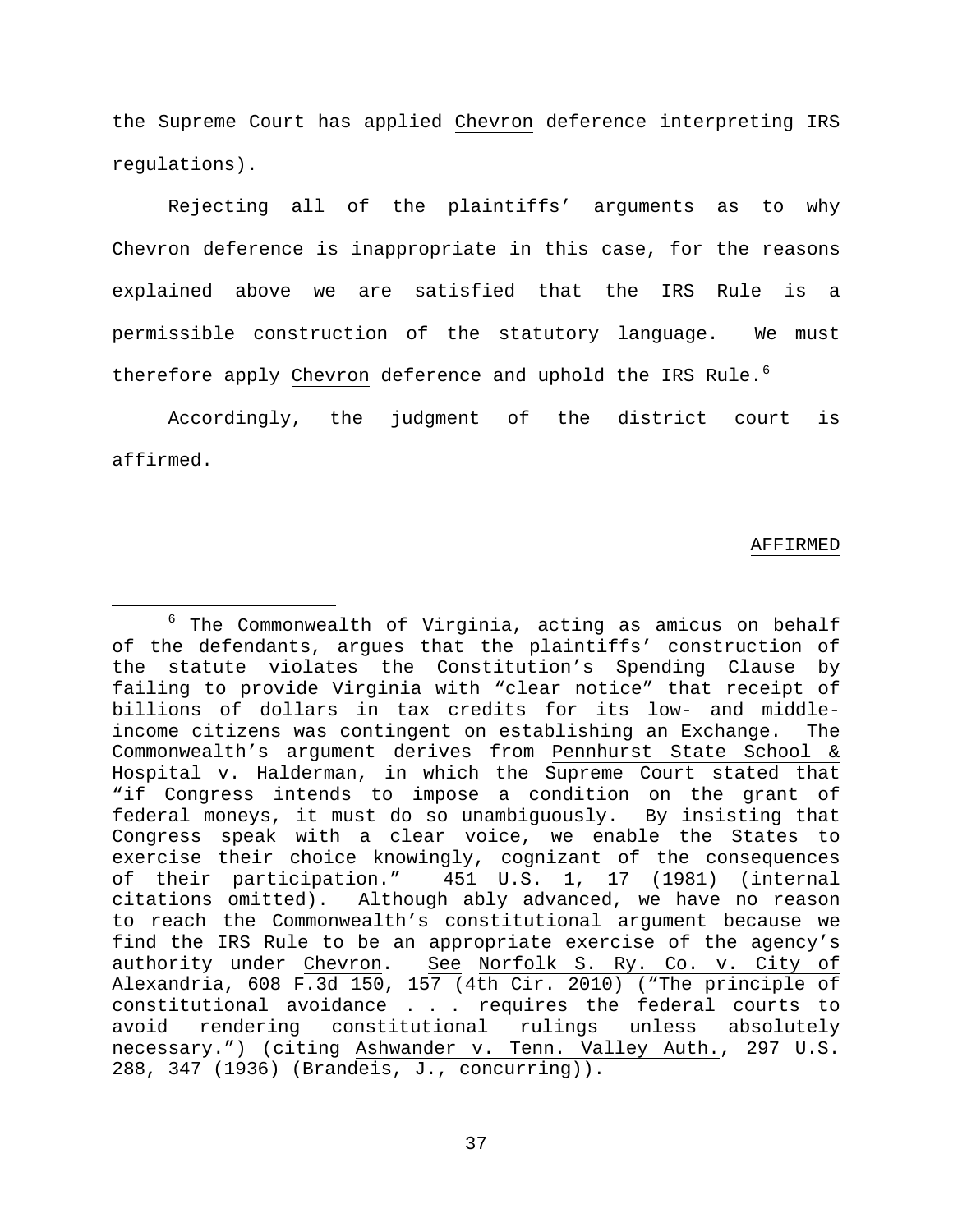the Supreme Court has applied Chevron deference interpreting IRS regulations).

Rejecting all of the plaintiffs' arguments as to why Chevron deference is inappropriate in this case, for the reasons explained above we are satisfied that the IRS Rule is a permissible construction of the statutory language. We must therefore apply Chevron deference and uphold the IRS Rule.[6]

Accordingly, the judgment of the district court is affirmed.

AFFIRMED

---

[6] The Commonwealth of Virginia, acting as amicus on behalf of the defendants, argues that the plaintiffs' construction of the statute violates the Constitution's Spending Clause by failing to provide Virginia with "clear notice" that receipt of billions of dollars in tax credits for its low- and middle-income citizens was contingent on establishing an Exchange. The Commonwealth's argument derives from Pennhurst State School & Hospital v. Halderman, in which the Supreme Court stated that "if Congress intends to impose a condition on the grant of federal moneys, it must do so unambiguously. By insisting that Congress speak with a clear voice, we enable the States to exercise their choice knowingly, cognizant of the consequences of their participation." 451 U.S. 1, 17 (1981) (internal citations omitted). Although ably advanced, we have no reason to reach the Commonwealth's constitutional argument because we find the IRS Rule to be an appropriate exercise of the agency's authority under Chevron. See Norfolk S. Ry. Co. v. City of Alexandria, 608 F.3d 150, 157 (4th Cir. 2010) ("The principle of constitutional avoidance . . . requires the federal courts to avoid rendering constitutional rulings unless absolutely necessary.") (citing Ashwander v. Tenn. Valley Auth., 297 U.S. 288, 347 (1936) (Brandeis, J., concurring)).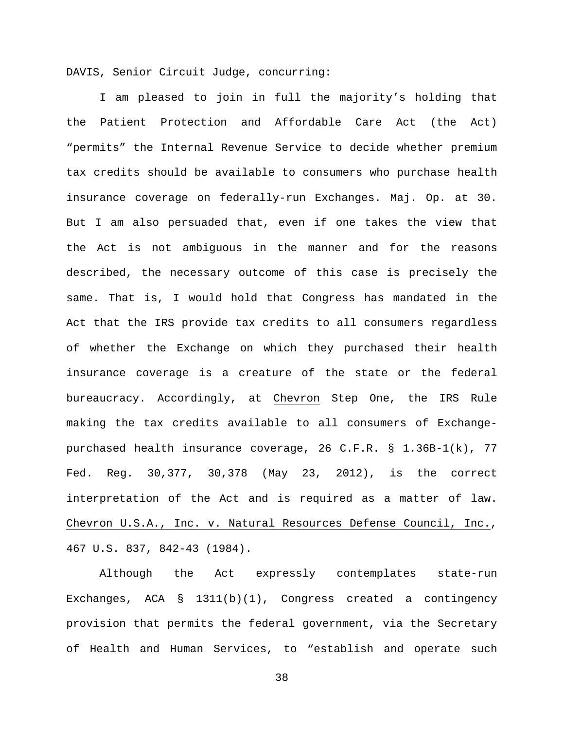DAVIS, Senior Circuit Judge, concurring:

I am pleased to join in full the majority's holding that the Patient Protection and Affordable Care Act (the Act) "permits" the Internal Revenue Service to decide whether premium tax credits should be available to consumers who purchase health insurance coverage on federally-run Exchanges. Maj. Op. at 30. But I am also persuaded that, even if one takes the view that the Act is not ambiguous in the manner and for the reasons described, the necessary outcome of this case is precisely the same. That is, I would hold that Congress has mandated in the Act that the IRS provide tax credits to all consumers regardless of whether the Exchange on which they purchased their health insurance coverage is a creature of the state or the federal bureaucracy. Accordingly, at Chevron Step One, the IRS Rule making the tax credits available to all consumers of Exchange-purchased health insurance coverage, 26 C.F.R. § 1.36B-1(k), 77 Fed. Reg. 30,377, 30,378 (May 23, 2012), is the correct interpretation of the Act and is required as a matter of law. Chevron U.S.A., Inc. v. Natural Resources Defense Council, Inc., 467 U.S. 837, 842-43 (1984).

Although the Act expressly contemplates state-run Exchanges, ACA § 1311(b)(1), Congress created a contingency provision that permits the federal government, via the Secretary of Health and Human Services, to "establish and operate such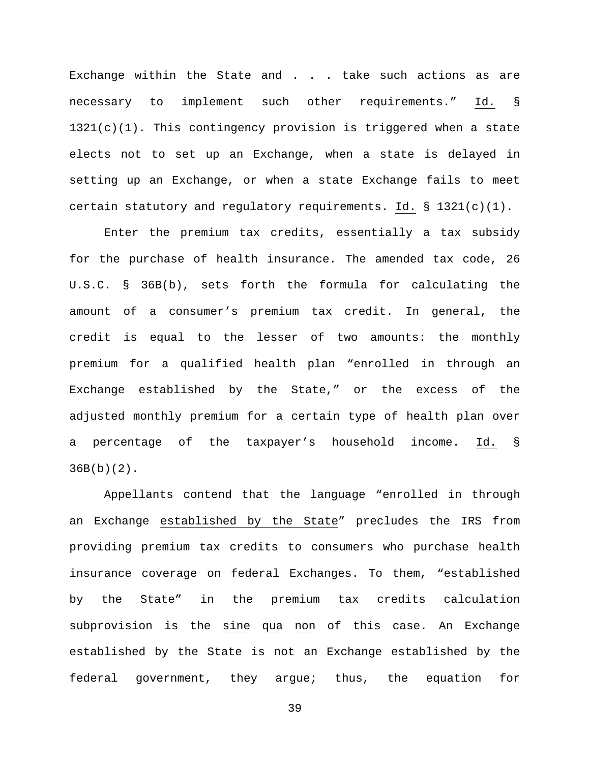Exchange within the State and . . . take such actions as are necessary to implement such other requirements." Id. § 1321(c)(1). This contingency provision is triggered when a state elects not to set up an Exchange, when a state is delayed in setting up an Exchange, or when a state Exchange fails to meet certain statutory and regulatory requirements. Id. § 1321(c)(1).

Enter the premium tax credits, essentially a tax subsidy for the purchase of health insurance. The amended tax code, 26 U.S.C. § 36B(b), sets forth the formula for calculating the amount of a consumer's premium tax credit. In general, the credit is equal to the lesser of two amounts: the monthly premium for a qualified health plan "enrolled in through an Exchange established by the State," or the excess of the adjusted monthly premium for a certain type of health plan over a percentage of the taxpayer's household income. Id. § 36B(b)(2).

Appellants contend that the language "enrolled in through an Exchange established by the State" precludes the IRS from providing premium tax credits to consumers who purchase health insurance coverage on federal Exchanges. To them, "established by the State" in the premium tax credits calculation subprovision is the sine qua non of this case. An Exchange established by the State is not an Exchange established by the federal government, they argue; thus, the equation for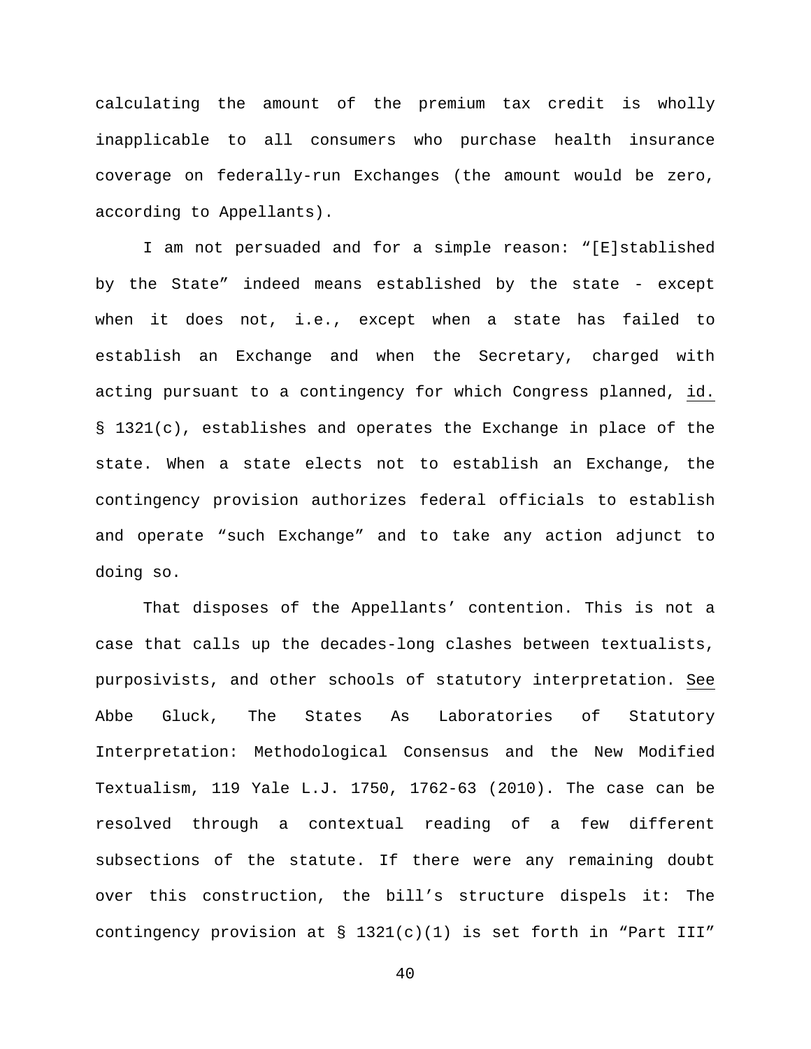calculating the amount of the premium tax credit is wholly inapplicable to all consumers who purchase health insurance coverage on federally-run Exchanges (the amount would be zero, according to Appellants).

I am not persuaded and for a simple reason: "[E]stablished by the State" indeed means established by the state - except when it does not, i.e., except when a state has failed to establish an Exchange and when the Secretary, charged with acting pursuant to a contingency for which Congress planned, id. § 1321(c), establishes and operates the Exchange in place of the state. When a state elects not to establish an Exchange, the contingency provision authorizes federal officials to establish and operate "such Exchange" and to take any action adjunct to doing so.

That disposes of the Appellants' contention. This is not a case that calls up the decades-long clashes between textualists, purposivists, and other schools of statutory interpretation. See Abbe Gluck, The States As Laboratories of Statutory Interpretation: Methodological Consensus and the New Modified Textualism, 119 Yale L.J. 1750, 1762-63 (2010). The case can be resolved through a contextual reading of a few different subsections of the statute. If there were any remaining doubt over this construction, the bill's structure dispels it: The contingency provision at § 1321(c)(1) is set forth in "Part III"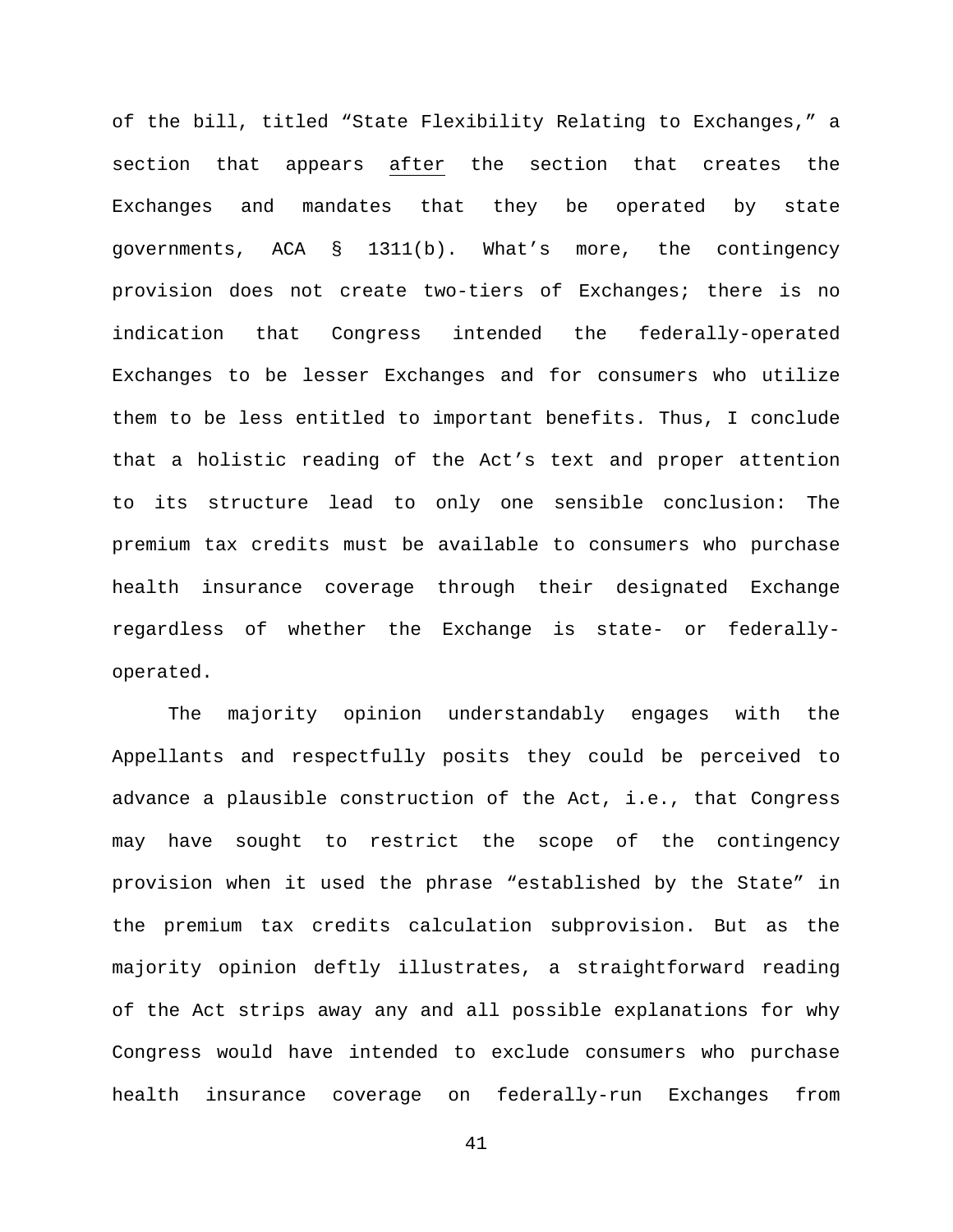of the bill, titled "State Flexibility Relating to Exchanges," a section that appears <u>after</u> the section that creates the Exchanges and mandates that they be operated by state governments, ACA § 1311(b). What's more, the contingency provision does not create two-tiers of Exchanges; there is no indication that Congress intended the federally-operated Exchanges to be lesser Exchanges and for consumers who utilize them to be less entitled to important benefits. Thus, I conclude that a holistic reading of the Act's text and proper attention to its structure lead to only one sensible conclusion: The premium tax credits must be available to consumers who purchase health insurance coverage through their designated Exchange regardless of whether the Exchange is state- or federally-operated.

The majority opinion understandably engages with the Appellants and respectfully posits they could be perceived to advance a plausible construction of the Act, i.e., that Congress may have sought to restrict the scope of the contingency provision when it used the phrase "established by the State" in the premium tax credits calculation subprovision. But as the majority opinion deftly illustrates, a straightforward reading of the Act strips away any and all possible explanations for why Congress would have intended to exclude consumers who purchase health insurance coverage on federally-run Exchanges from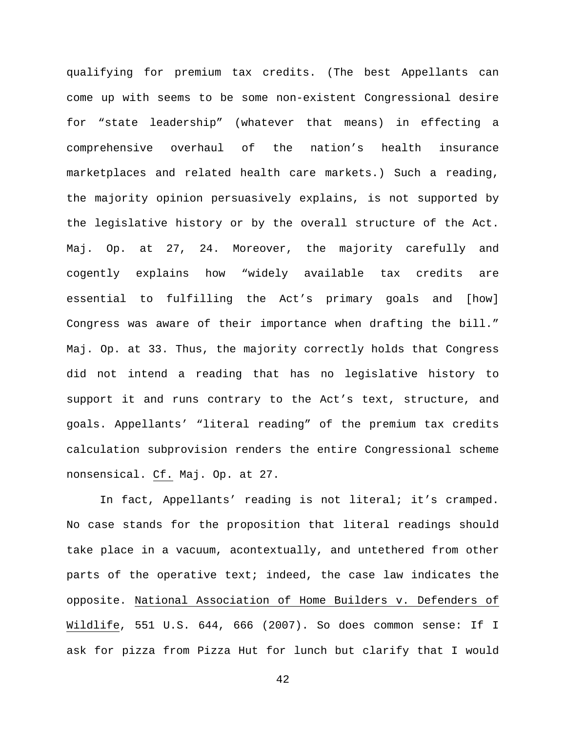qualifying for premium tax credits. (The best Appellants can come up with seems to be some non-existent Congressional desire for "state leadership" (whatever that means) in effecting a comprehensive overhaul of the nation's health insurance marketplaces and related health care markets.) Such a reading, the majority opinion persuasively explains, is not supported by the legislative history or by the overall structure of the Act. Maj. Op. at 27, 24. Moreover, the majority carefully and cogently explains how "widely available tax credits are essential to fulfilling the Act's primary goals and [how] Congress was aware of their importance when drafting the bill." Maj. Op. at 33. Thus, the majority correctly holds that Congress did not intend a reading that has no legislative history to support it and runs contrary to the Act's text, structure, and goals. Appellants' "literal reading" of the premium tax credits calculation subprovision renders the entire Congressional scheme nonsensical. Cf. Maj. Op. at 27.

In fact, Appellants' reading is not literal; it's cramped. No case stands for the proposition that literal readings should take place in a vacuum, acontextually, and untethered from other parts of the operative text; indeed, the case law indicates the opposite. National Association of Home Builders v. Defenders of Wildlife, 551 U.S. 644, 666 (2007). So does common sense: If I ask for pizza from Pizza Hut for lunch but clarify that I would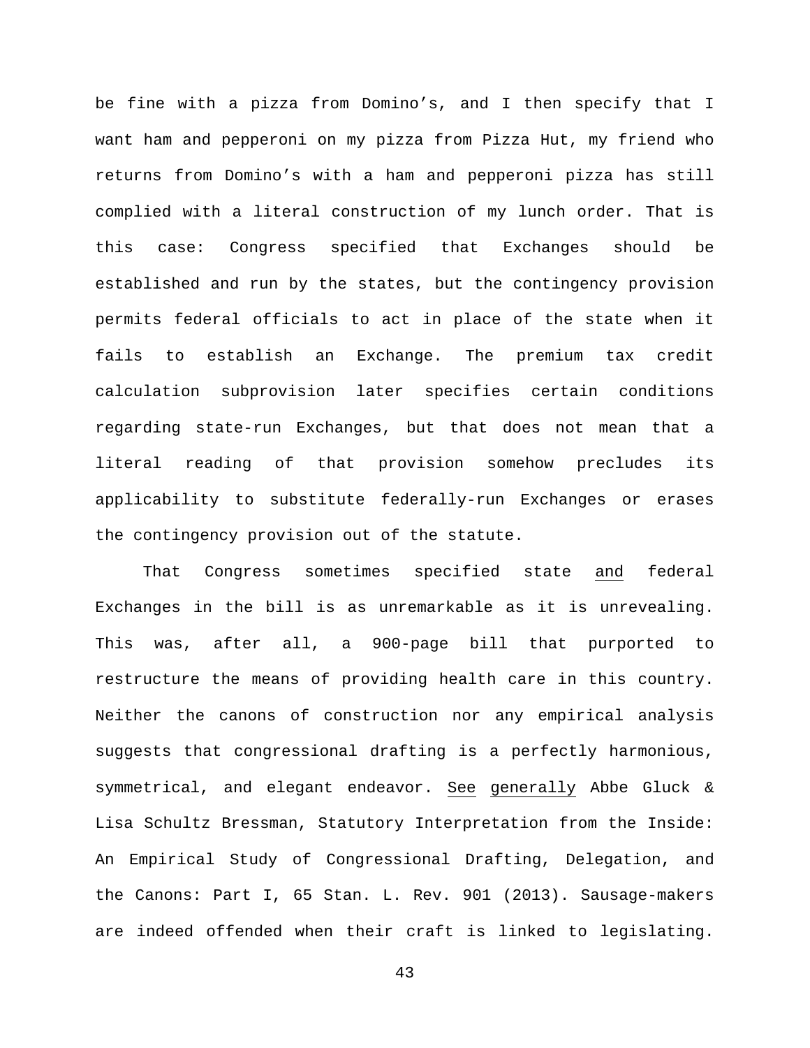be fine with a pizza from Domino's, and I then specify that I want ham and pepperoni on my pizza from Pizza Hut, my friend who returns from Domino's with a ham and pepperoni pizza has still complied with a literal construction of my lunch order. That is this case: Congress specified that Exchanges should be established and run by the states, but the contingency provision permits federal officials to act in place of the state when it fails to establish an Exchange. The premium tax credit calculation subprovision later specifies certain conditions regarding state-run Exchanges, but that does not mean that a literal reading of that provision somehow precludes its applicability to substitute federally-run Exchanges or erases the contingency provision out of the statute.

That Congress sometimes specified state <u>and</u> federal Exchanges in the bill is as unremarkable as it is unrevealing. This was, after all, a 900-page bill that purported to restructure the means of providing health care in this country. Neither the canons of construction nor any empirical analysis suggests that congressional drafting is a perfectly harmonious, symmetrical, and elegant endeavor. <u>See</u> <u>generally</u> Abbe Gluck & Lisa Schultz Bressman, Statutory Interpretation from the Inside: An Empirical Study of Congressional Drafting, Delegation, and the Canons: Part I, 65 Stan. L. Rev. 901 (2013). Sausage-makers are indeed offended when their craft is linked to legislating.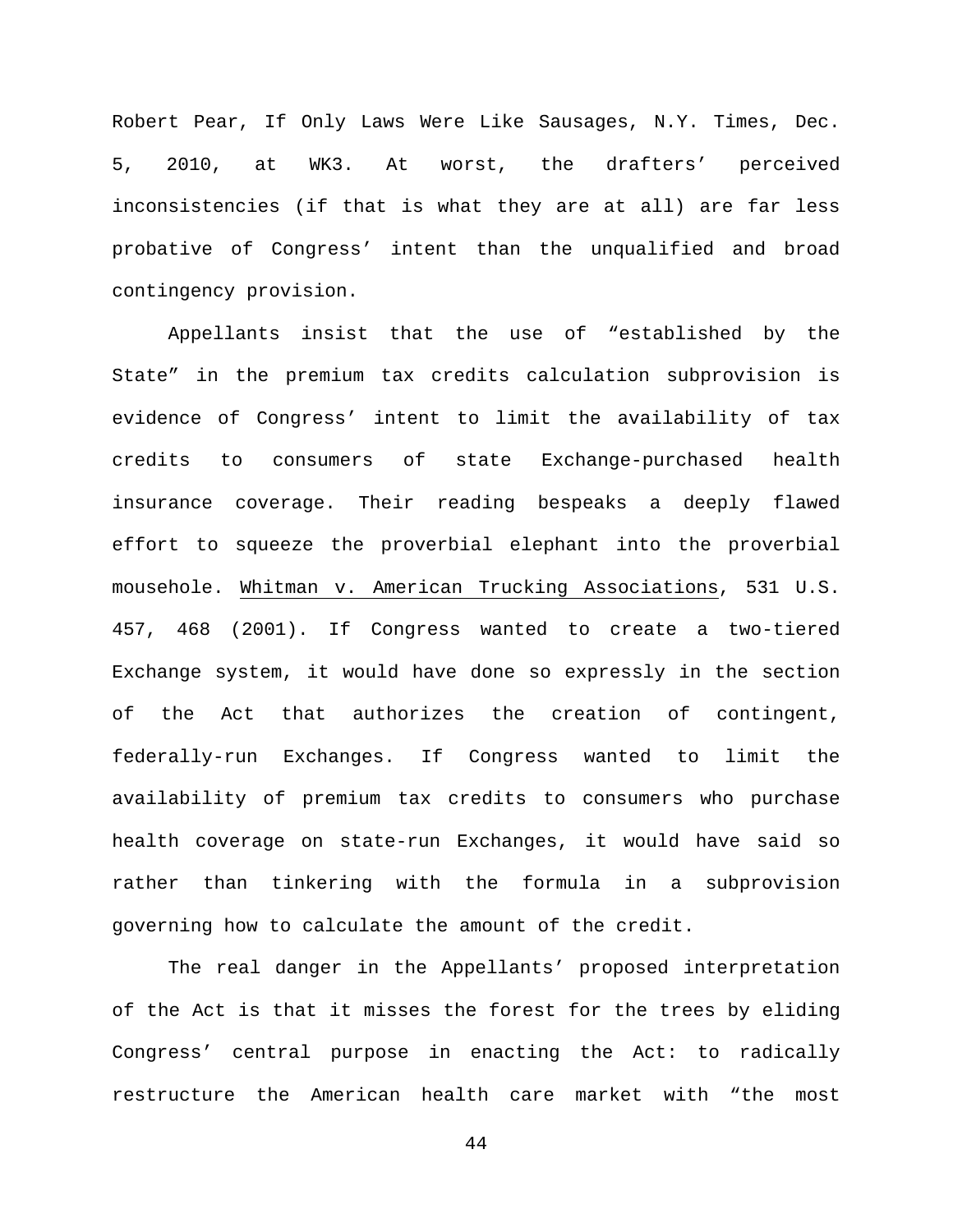Robert Pear, If Only Laws Were Like Sausages, N.Y. Times, Dec. 5, 2010, at WK3. At worst, the drafters' perceived inconsistencies (if that is what they are at all) are far less probative of Congress' intent than the unqualified and broad contingency provision.

Appellants insist that the use of "established by the State" in the premium tax credits calculation subprovision is evidence of Congress' intent to limit the availability of tax credits to consumers of state Exchange-purchased health insurance coverage. Their reading bespeaks a deeply flawed effort to squeeze the proverbial elephant into the proverbial mousehole. Whitman v. American Trucking Associations, 531 U.S. 457, 468 (2001). If Congress wanted to create a two-tiered Exchange system, it would have done so expressly in the section of the Act that authorizes the creation of contingent, federally-run Exchanges. If Congress wanted to limit the availability of premium tax credits to consumers who purchase health coverage on state-run Exchanges, it would have said so rather than tinkering with the formula in a subprovision governing how to calculate the amount of the credit.

The real danger in the Appellants' proposed interpretation of the Act is that it misses the forest for the trees by eliding Congress' central purpose in enacting the Act: to radically restructure the American health care market with "the most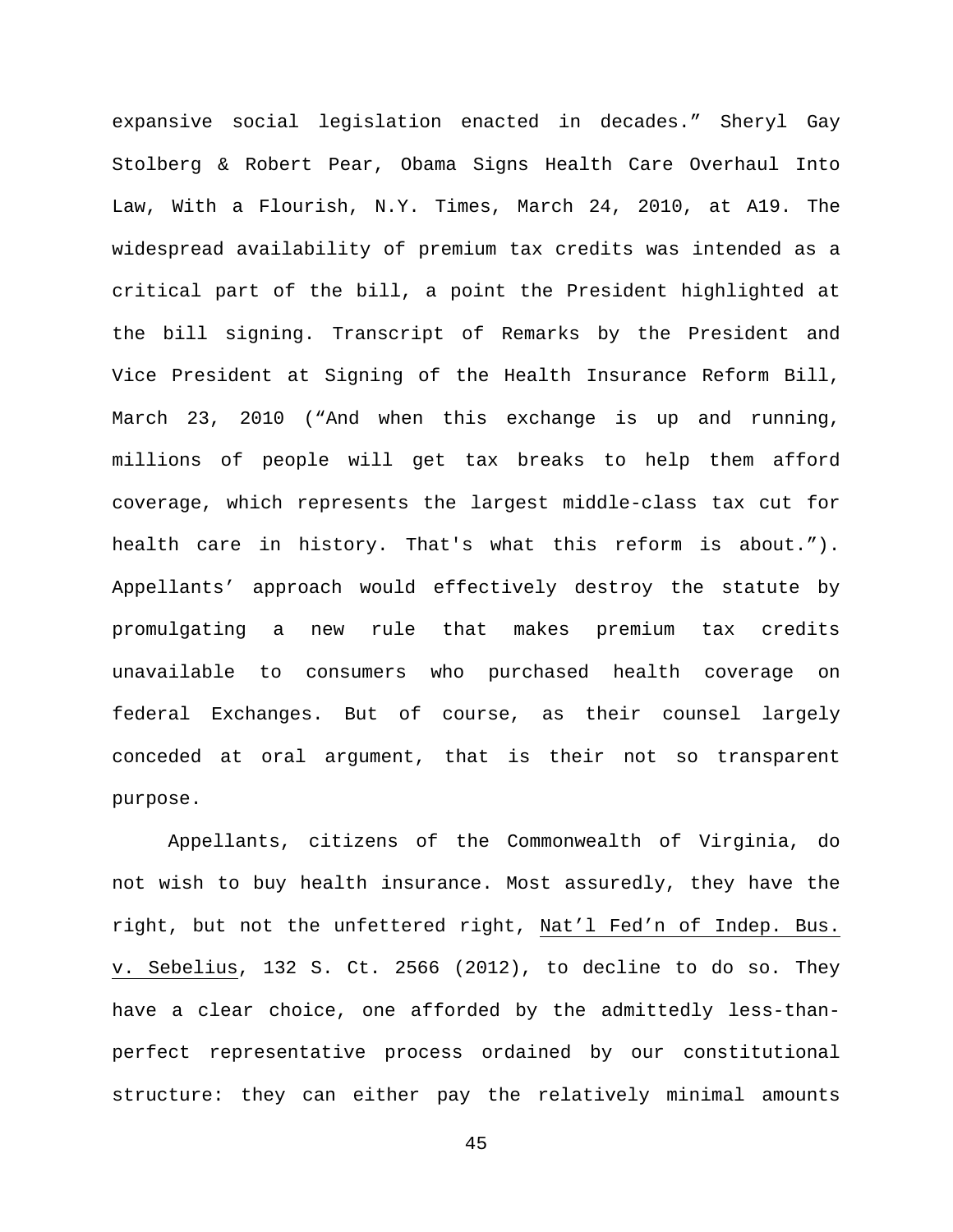expansive social legislation enacted in decades." Sheryl Gay Stolberg & Robert Pear, Obama Signs Health Care Overhaul Into Law, With a Flourish, N.Y. Times, March 24, 2010, at A19. The widespread availability of premium tax credits was intended as a critical part of the bill, a point the President highlighted at the bill signing. Transcript of Remarks by the President and Vice President at Signing of the Health Insurance Reform Bill, March 23, 2010 ("And when this exchange is up and running, millions of people will get tax breaks to help them afford coverage, which represents the largest middle-class tax cut for health care in history. That's what this reform is about."). Appellants' approach would effectively destroy the statute by promulgating a new rule that makes premium tax credits unavailable to consumers who purchased health coverage on federal Exchanges. But of course, as their counsel largely conceded at oral argument, that is their not so transparent purpose.

Appellants, citizens of the Commonwealth of Virginia, do not wish to buy health insurance. Most assuredly, they have the right, but not the unfettered right, Nat'l Fed'n of Indep. Bus. v. Sebelius, 132 S. Ct. 2566 (2012), to decline to do so. They have a clear choice, one afforded by the admittedly less-than-perfect representative process ordained by our constitutional structure: they can either pay the relatively minimal amounts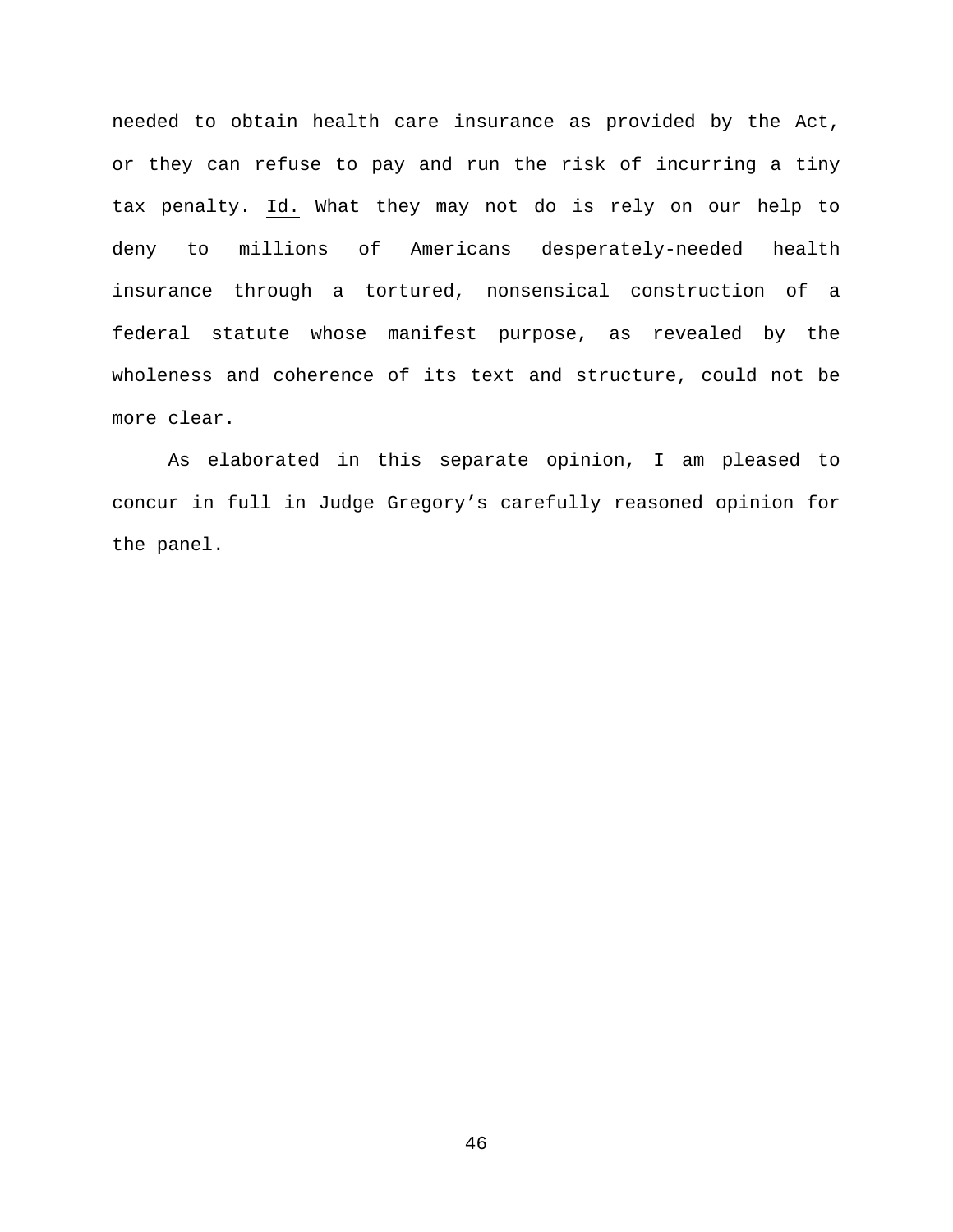needed to obtain health care insurance as provided by the Act, or they can refuse to pay and run the risk of incurring a tiny tax penalty. Id. What they may not do is rely on our help to deny to millions of Americans desperately-needed health insurance through a tortured, nonsensical construction of a federal statute whose manifest purpose, as revealed by the wholeness and coherence of its text and structure, could not be more clear.

As elaborated in this separate opinion, I am pleased to concur in full in Judge Gregory's carefully reasoned opinion for the panel.